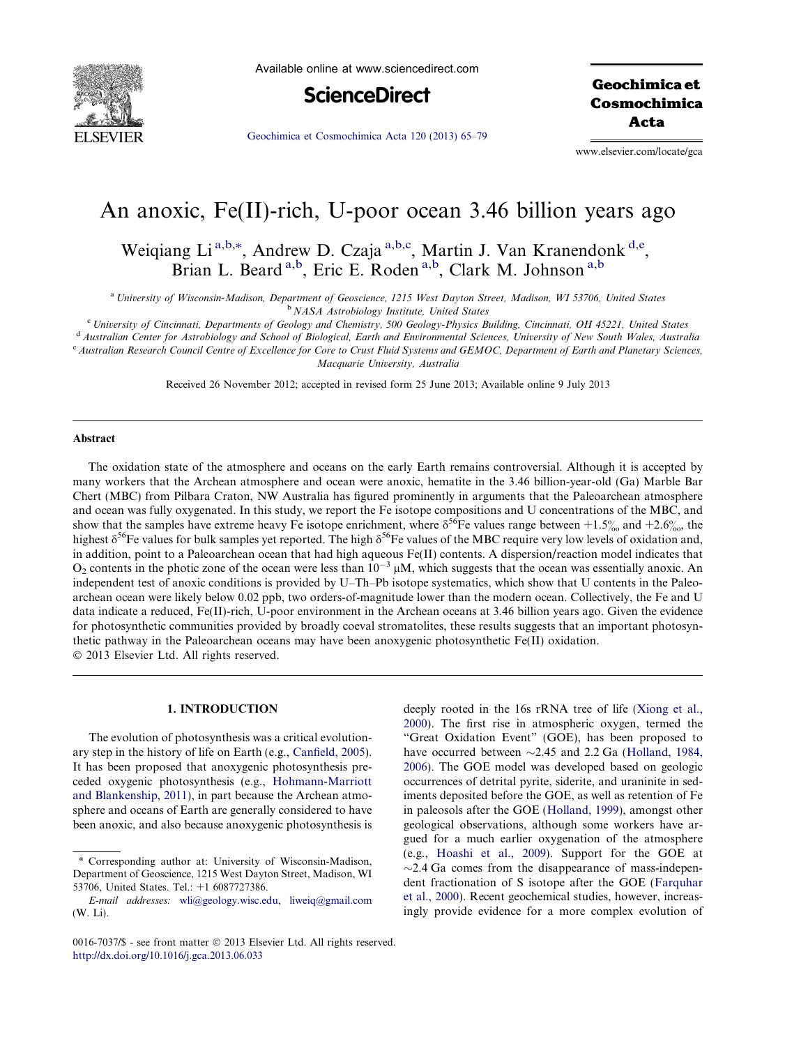# An anoxic, Fe(II)-rich, U-poor ocean 3.46 billion years ago

Weiqiang Li [a,b,*], Andrew D. Czaja [a,b,c], Martin J. Van Kranendonk [d,e], Brian L. Beard [a,b], Eric E. Roden [a,b], Clark M. Johnson [a,b]

[a] University of Wisconsin-Madison, Department of Geoscience, 1215 West Dayton Street, Madison, WI 53706, United States
[b] NASA Astrobiology Institute, United States
[c] University of Cincinnati, Departments of Geology and Chemistry, 500 Geology-Physics Building, Cincinnati, OH 45221, United States
[d] Australian Center for Astrobiology and School of Biological, Earth and Environmental Sciences, University of New South Wales, Australia
[e] Australian Research Council Centre of Excellence for Core to Crust Fluid Systems and GEMOC, Department of Earth and Planetary Sciences, Macquarie University, Australia

Received 26 November 2012; accepted in revised form 25 June 2013; Available online 9 July 2013

## Abstract

The oxidation state of the atmosphere and oceans on the early Earth remains controversial. Although it is accepted by many workers that the Archean atmosphere and ocean were anoxic, hematite in the 3.46 billion-year-old (Ga) Marble Bar Chert (MBC) from Pilbara Craton, NW Australia has figured prominently in arguments that the Paleoarchean atmosphere and ocean was fully oxygenated. In this study, we report the Fe isotope compositions and U concentrations of the MBC, and show that the samples have extreme heavy Fe isotope enrichment, where $\delta^{56}$Fe values range between +1.5‰ and +2.6‰, the highest $\delta^{56}$Fe values for bulk samples yet reported. The high $\delta^{56}$Fe values of the MBC require very low levels of oxidation and, in addition, point to a Paleoarchean ocean that had high aqueous Fe(II) contents. A dispersion/reaction model indicates that $O_2$ contents in the photic zone of the ocean were less than $10^{-3}$ μM, which suggests that the ocean was essentially anoxic. An independent test of anoxic conditions is provided by U–Th–Pb isotope systematics, which show that U contents in the Paleoarchean ocean were likely below 0.02 ppb, two orders-of-magnitude lower than the modern ocean. Collectively, the Fe and U data indicate a reduced, Fe(II)-rich, U-poor environment in the Archean oceans at 3.46 billion years ago. Given the evidence for photosynthetic communities provided by broadly coeval stromatolites, these results suggests that an important photosynthetic pathway in the Paleoarchean oceans may have been anoxygenic photosynthetic Fe(II) oxidation.

© 2013 Elsevier Ltd. All rights reserved.

## 1. INTRODUCTION

The evolution of photosynthesis was a critical evolutionary step in the history of life on Earth (e.g., Canfield, 2005). It has been proposed that anoxygenic photosynthesis preceded oxygenic photosynthesis (e.g., Hohmann-Marriott and Blankenship, 2011), in part because the Archean atmosphere and oceans of Earth are generally considered to have been anoxic, and also because anoxygenic photosynthesis is deeply rooted in the 16s rRNA tree of life (Xiong et al., 2000). The first rise in atmospheric oxygen, termed the "Great Oxidation Event" (GOE), has been proposed to have occurred between ~2.45 and 2.2 Ga (Holland, 1984, 2006). The GOE model was developed based on geologic occurrences of detrital pyrite, siderite, and uraninite in sediments deposited before the GOE, as well as retention of Fe in paleosols after the GOE (Holland, 1999), amongst other geological observations, although some workers have argued for a much earlier oxygenation of the atmosphere (e.g., Hoashi et al., 2009). Support for the GOE at ~2.4 Ga comes from the disappearance of mass-independent fractionation of S isotope after the GOE (Farquhar et al., 2000). Recent geochemical studies, however, increasingly provide evidence for a more complex evolution of

\* Corresponding author at: University of Wisconsin-Madison, Department of Geoscience, 1215 West Dayton Street, Madison, WI 53706, United States. Tel.: +1 6087727386.

*E-mail addresses:* wli@geology.wisc.edu, liweiq@gmail.com (W. Li).

0016-7037/$ - see front matter © 2013 Elsevier Ltd. All rights reserved.
http://dx.doi.org/10.1016/j.gca.2013.06.033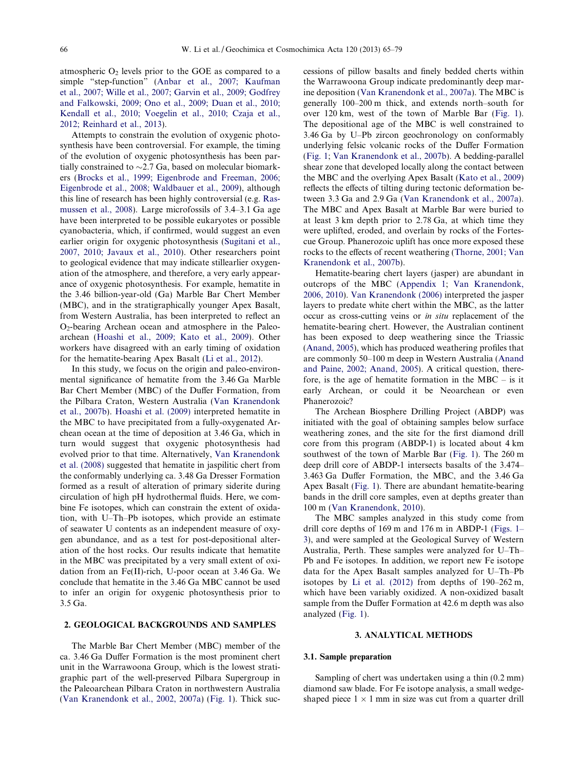atmospheric $O_2$ levels prior to the GOE as compared to a simple "step-function" (Anbar et al., 2007; Kaufman et al., 2007; Wille et al., 2007; Garvin et al., 2009; Godfrey and Falkowski, 2009; Ono et al., 2009; Duan et al., 2010; Kendall et al., 2010; Voegelin et al., 2010; Czaja et al., 2012; Reinhard et al., 2013).

Attempts to constrain the evolution of oxygenic photosynthesis have been controversial. For example, the timing of the evolution of oxygenic photosynthesis has been partially constrained to ~2.7 Ga, based on molecular biomarkers (Brocks et al., 1999; Eigenbrode and Freeman, 2006; Eigenbrode et al., 2008; Waldbauer et al., 2009), although this line of research has been highly controversial (e.g. Rasmussen et al., 2008). Large microfossils of 3.4–3.1 Ga age have been interpreted to be possible eukaryotes or possible cyanobacteria, which, if confirmed, would suggest an even earlier origin for oxygenic photosynthesis (Sugitani et al., 2007, 2010; Javaux et al., 2010). Other researchers point to geological evidence that may indicate stillearlier oxygenation of the atmosphere, and therefore, a very early appearance of oxygenic photosynthesis. For example, hematite in the 3.46 billion-year-old (Ga) Marble Bar Chert Member (MBC), and in the stratigraphically younger Apex Basalt, from Western Australia, has been interpreted to reflect an $O_2$-bearing Archean ocean and atmosphere in the Paleoarchean (Hoashi et al., 2009; Kato et al., 2009). Other workers have disagreed with an early timing of oxidation for the hematite-bearing Apex Basalt (Li et al., 2012).

In this study, we focus on the origin and paleo-environmental significance of hematite from the 3.46 Ga Marble Bar Chert Member (MBC) of the Duffer Formation, from the Pilbara Craton, Western Australia (Van Kranendonk et al., 2007b). Hoashi et al. (2009) interpreted hematite in the MBC to have precipitated from a fully-oxygenated Archean ocean at the time of deposition at 3.46 Ga, which in turn would suggest that oxygenic photosynthesis had evolved prior to that time. Alternatively, Van Kranendonk et al. (2008) suggested that hematite in jaspilitic chert from the conformably underlying ca. 3.48 Ga Dresser Formation formed as a result of alteration of primary siderite during circulation of high pH hydrothermal fluids. Here, we combine Fe isotopes, which can constrain the extent of oxidation, with U–Th–Pb isotopes, which provide an estimate of seawater U contents as an independent measure of oxygen abundance, and as a test for post-depositional alteration of the host rocks. Our results indicate that hematite in the MBC was precipitated by a very small extent of oxidation from an Fe(II)-rich, U-poor ocean at 3.46 Ga. We conclude that hematite in the 3.46 Ga MBC cannot be used to infer an origin for oxygenic photosynthesis prior to 3.5 Ga.

## 2. GEOLOGICAL BACKGROUNDS AND SAMPLES

The Marble Bar Chert Member (MBC) member of the ca. 3.46 Ga Duffer Formation is the most prominent chert unit in the Warrawoona Group, which is the lowest stratigraphic part of the well-preserved Pilbara Supergroup in the Paleoarchean Pilbara Craton in northwestern Australia (Van Kranendonk et al., 2002, 2007a) (Fig. 1). Thick successions of pillow basalts and finely bedded cherts within the Warrawoona Group indicate predominantly deep marine deposition (Van Kranendonk et al., 2007a). The MBC is generally 100–200 m thick, and extends north–south for over 120 km, west of the town of Marble Bar (Fig. 1). The depositional age of the MBC is well constrained to 3.46 Ga by U–Pb zircon geochronology on conformably underlying felsic volcanic rocks of the Duffer Formation (Fig. 1; Van Kranendonk et al., 2007b). A bedding-parallel shear zone that developed locally along the contact between the MBC and the overlying Apex Basalt (Kato et al., 2009) reflects the effects of tilting during tectonic deformation between 3.3 Ga and 2.9 Ga (Van Kranendonk et al., 2007a). The MBC and Apex Basalt at Marble Bar were buried to at least 3 km depth prior to 2.78 Ga, at which time they were uplifted, eroded, and overlain by rocks of the Fortescue Group. Phanerozoic uplift has once more exposed these rocks to the effects of recent weathering (Thorne, 2001; Van Kranendonk et al., 2007b).

Hematite-bearing chert layers (jasper) are abundant in outcrops of the MBC (Appendix 1; Van Kranendonk, 2006, 2010). Van Kranendonk (2006) interpreted the jasper layers to predate white chert within the MBC, as the latter occur as cross-cutting veins or *in situ* replacement of the hematite-bearing chert. However, the Australian continent has been exposed to deep weathering since the Triassic (Anand, 2005), which has produced weathering profiles that are commonly 50–100 m deep in Western Australia (Anand and Paine, 2002; Anand, 2005). A critical question, therefore, is the age of hematite formation in the MBC – is it early Archean, or could it be Neoarchean or even Phanerozoic?

The Archean Biosphere Drilling Project (ABDP) was initiated with the goal of obtaining samples below surface weathering zones, and the site for the first diamond drill core from this program (ABDP-1) is located about 4 km southwest of the town of Marble Bar (Fig. 1). The 260 m deep drill core of ABDP-1 intersects basalts of the 3.474–3.463 Ga Duffer Formation, the MBC, and the 3.46 Ga Apex Basalt (Fig. 1). There are abundant hematite-bearing bands in the drill core samples, even at depths greater than 100 m (Van Kranendonk, 2010).

The MBC samples analyzed in this study come from drill core depths of 169 m and 176 m in ABDP-1 (Figs. 1–3), and were sampled at the Geological Survey of Western Australia, Perth. These samples were analyzed for U–Th–Pb and Fe isotopes. In addition, we report new Fe isotope data for the Apex Basalt samples analyzed for U–Th–Pb isotopes by Li et al. (2012) from depths of 190–262 m, which have been variably oxidized. A non-oxidized basalt sample from the Duffer Formation at 42.6 m depth was also analyzed (Fig. 1).

## 3. ANALYTICAL METHODS

### 3.1. Sample preparation

Sampling of chert was undertaken using a thin (0.2 mm) diamond saw blade. For Fe isotope analysis, a small wedge-shaped piece 1 × 1 mm in size was cut from a quarter drill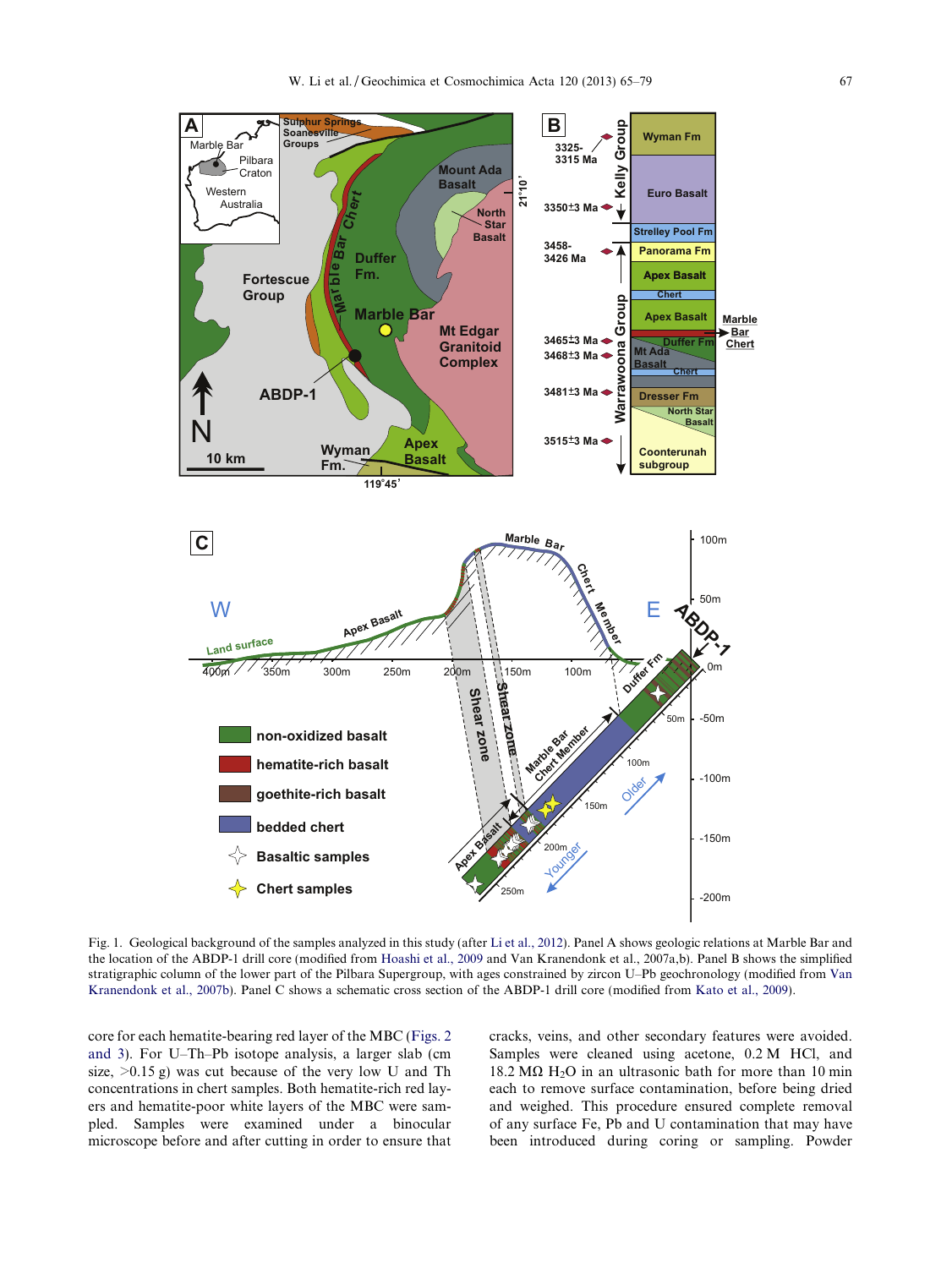Fig. 1. Geological background of the samples analyzed in this study (after Li et al., 2012). Panel A shows geologic relations at Marble Bar and the location of the ABDP-1 drill core (modified from Hoashi et al., 2009 and Van Kranendonk et al., 2007a,b). Panel B shows the simplified stratigraphic column of the lower part of the Pilbara Supergroup, with ages constrained by zircon U–Pb geochronology (modified from Van Kranendonk et al., 2007b). Panel C shows a schematic cross section of the ABDP-1 drill core (modified from Kato et al., 2009).

core for each hematite-bearing red layer of the MBC (Figs. 2 and 3). For U–Th–Pb isotope analysis, a larger slab (cm size, >0.15 g) was cut because of the very low U and Th concentrations in chert samples. Both hematite-rich red layers and hematite-poor white layers of the MBC were sampled. Samples were examined under a binocular microscope before and after cutting in order to ensure that cracks, veins, and other secondary features were avoided. Samples were cleaned using acetone, 0.2 M HCl, and 18.2 MΩ $H_2O$ in an ultrasonic bath for more than 10 min each to remove surface contamination, before being dried and weighed. This procedure ensured complete removal of any surface Fe, Pb and U contamination that may have been introduced during coring or sampling. Powder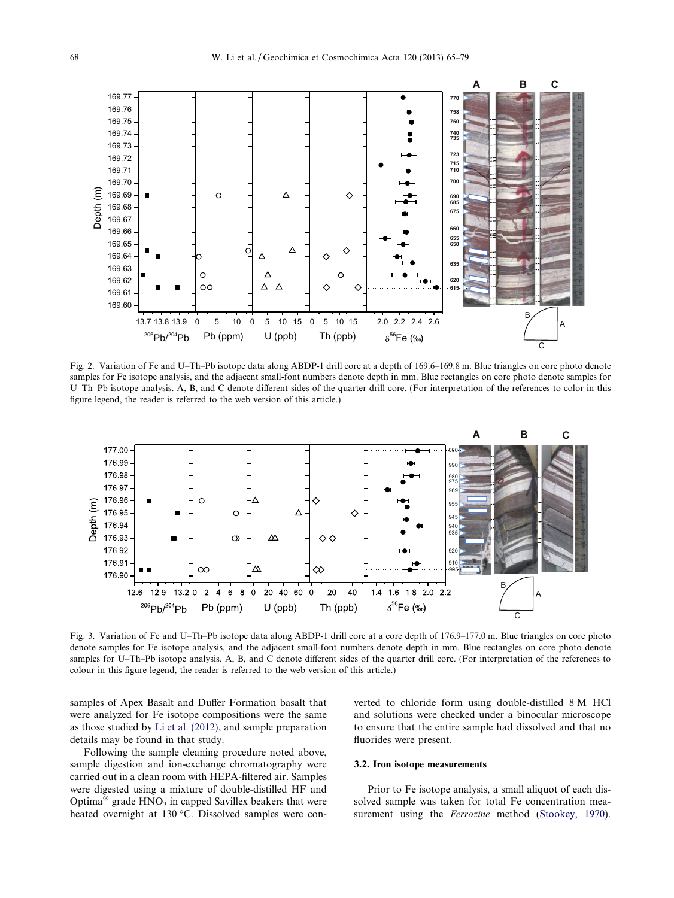Fig. 2. Variation of Fe and U–Th–Pb isotope data along ABDP-1 drill core at a depth of 169.6–169.8 m. Blue triangles on core photo denote samples for Fe isotope analysis, and the adjacent small-font numbers denote depth in mm. Blue rectangles on core photo denote samples for U–Th–Pb isotope analysis. A, B, and C denote different sides of the quarter drill core. (For interpretation of the references to color in this figure legend, the reader is referred to the web version of this article.)

Fig. 3. Variation of Fe and U–Th–Pb isotope data along ABDP-1 drill core at a core depth of 176.9–177.0 m. Blue triangles on core photo denote samples for Fe isotope analysis, and the adjacent small-font numbers denote depth in mm. Blue rectangles on core photo denote samples for U–Th–Pb isotope analysis. A, B, and C denote different sides of the quarter drill core. (For interpretation of the references to colour in this figure legend, the reader is referred to the web version of this article.)

samples of Apex Basalt and Duffer Formation basalt that were analyzed for Fe isotope compositions were the same as those studied by Li et al. (2012), and sample preparation details may be found in that study.

Following the sample cleaning procedure noted above, sample digestion and ion-exchange chromatography were carried out in a clean room with HEPA-filtered air. Samples were digested using a mixture of double-distilled HF and Optima® grade $HNO_3$ in capped Savillex beakers that were heated overnight at 130 °C. Dissolved samples were converted to chloride form using double-distilled 8 M HCl and solutions were checked under a binocular microscope to ensure that the entire sample had dissolved and that no fluorides were present.

### 3.2. Iron isotope measurements

Prior to Fe isotope analysis, a small aliquot of each dissolved sample was taken for total Fe concentration measurement using the *Ferrozine* method (Stookey, 1970).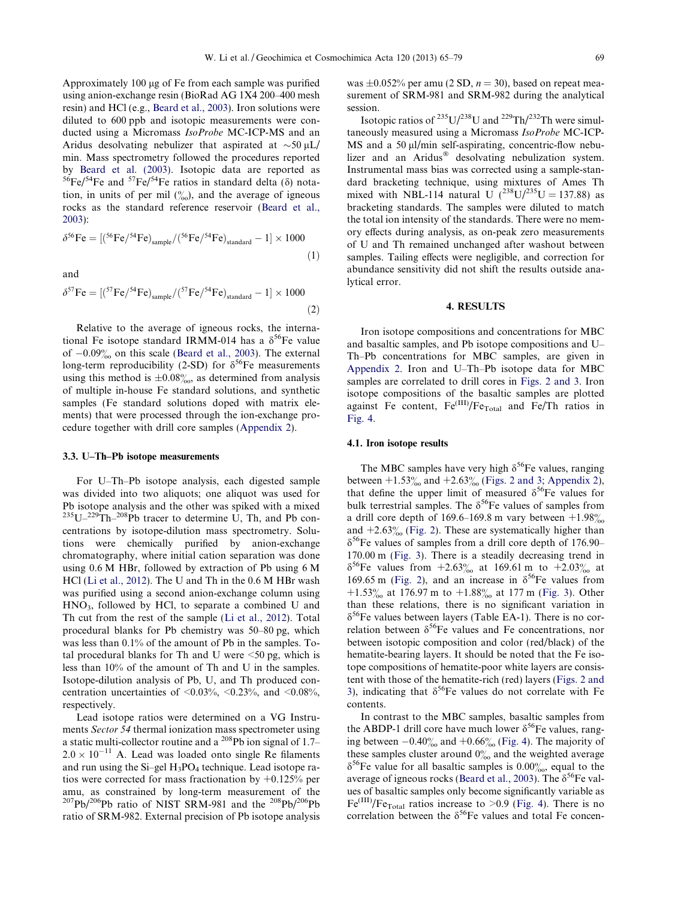Approximately 100 μg of Fe from each sample was purified using anion-exchange resin (BioRad AG 1X4 200–400 mesh resin) and HCl (e.g., Beard et al., 2003). Iron solutions were diluted to 600 ppb and isotopic measurements were conducted using a Micromass *IsoProbe* MC-ICP-MS and an Aridus desolvating nebulizer that aspirated at ~50 μL/min. Mass spectrometry followed the procedures reported by Beard et al. (2003). Isotopic data are reported as $^{56}Fe/^{54}Fe$ and $^{57}Fe/^{54}Fe$ ratios in standard delta (δ) notation, in units of per mil (‰), and the average of igneous rocks as the standard reference reservoir (Beard et al., 2003):

$$\delta^{56}\text{Fe} = [(^{56}\text{Fe}/^{54}\text{Fe})_{\text{sample}}/(^{56}\text{Fe}/^{54}\text{Fe})_{\text{standard}} - 1] \times 1000 \tag{1}$$

and

$$\delta^{57}\text{Fe} = [(^{57}\text{Fe}/^{54}\text{Fe})_{\text{sample}}/(^{57}\text{Fe}/^{54}\text{Fe})_{\text{standard}} - 1] \times 1000 \tag{2}$$

Relative to the average of igneous rocks, the international Fe isotope standard IRMM-014 has a $\delta^{56}$Fe value of −0.09‰ on this scale (Beard et al., 2003). The external long-term reproducibility (2-SD) for $\delta^{56}$Fe measurements using this method is ±0.08‰, as determined from analysis of multiple in-house Fe standard solutions, and synthetic samples (Fe standard solutions doped with matrix elements) that were processed through the ion-exchange procedure together with drill core samples (Appendix 2).

### 3.3. U–Th–Pb isotope measurements

For U–Th–Pb isotope analysis, each digested sample was divided into two aliquots; one aliquot was used for Pb isotope analysis and the other was spiked with a mixed $^{235}$U–$^{229}$Th–$^{208}$Pb tracer to determine U, Th, and Pb concentrations by isotope-dilution mass spectrometry. Solutions were chemically purified by anion-exchange chromatography, where initial cation separation was done using 0.6 M HBr, followed by extraction of Pb using 6 M HCl (Li et al., 2012). The U and Th in the 0.6 M HBr wash was purified using a second anion-exchange column using $HNO_3$, followed by HCl, to separate a combined U and Th cut from the rest of the sample (Li et al., 2012). Total procedural blanks for Pb chemistry was 50–80 pg, which was less than 0.1% of the amount of Pb in the samples. Total procedural blanks for Th and U were <50 pg, which is less than 10% of the amount of Th and U in the samples. Isotope-dilution analysis of Pb, U, and Th produced concentration uncertainties of <0.03%, <0.23%, and <0.08%, respectively.

Lead isotope ratios were determined on a VG Instruments *Sector 54* thermal ionization mass spectrometer using a static multi-collector routine and a $^{208}$Pb ion signal of 1.7–$2.0 \times 10^{-11}$ A. Lead was loaded onto single Re filaments and run using the Si–gel $H_3PO_4$ technique. Lead isotope ratios were corrected for mass fractionation by +0.125% per amu, as constrained by long-term measurement of the $^{207}Pb/^{206}Pb$ ratio of NIST SRM-981 and the $^{208}Pb/^{206}Pb$ ratio of SRM-982. External precision of Pb isotope analysis was ±0.052% per amu (2 SD, $n = 30$), based on repeat measurement of SRM-981 and SRM-982 during the analytical session.

Isotopic ratios of $^{235}U/^{238}U$ and $^{229}Th/^{232}Th$ were simultaneously measured using a Micromass *IsoProbe* MC-ICP-MS and a 50 μl/min self-aspirating, concentric-flow nebulizer and an Aridus® desolvating nebulization system. Instrumental mass bias was corrected using a sample-standard bracketing technique, using mixtures of Ames Th mixed with NBL-114 natural U ($^{238}U/^{235}U = 137.88$) as bracketing standards. The samples were diluted to match the total ion intensity of the standards. There were no memory effects during analysis, as on-peak zero measurements of U and Th remained unchanged after washout between samples. Tailing effects were negligible, and correction for abundance sensitivity did not shift the results outside analytical error.

## 4. RESULTS

Iron isotope compositions and concentrations for MBC and basaltic samples, and Pb isotope compositions and U–Th–Pb concentrations for MBC samples, are given in Appendix 2. Iron and U–Th–Pb isotope data for MBC samples are correlated to drill cores in Figs. 2 and 3. Iron isotope compositions of the basaltic samples are plotted against Fe content, $Fe^{(III)}/Fe_{Total}$ and Fe/Th ratios in Fig. 4.

### 4.1. Iron isotope results

The MBC samples have very high $\delta^{56}$Fe values, ranging between +1.53‰ and +2.63‰ (Figs. 2 and 3; Appendix 2), that define the upper limit of measured $\delta^{56}$Fe values for bulk terrestrial samples. The $\delta^{56}$Fe values of samples from a drill core depth of 169.6–169.8 m vary between +1.98‰ and +2.63‰ (Fig. 2). These are systematically higher than $\delta^{56}$Fe values of samples from a drill core depth of 176.90–170.00 m (Fig. 3). There is a steadily decreasing trend in $\delta^{56}$Fe values from +2.63‰ at 169.61 m to +2.03‰ at 169.65 m (Fig. 2), and an increase in $\delta^{56}$Fe values from +1.53‰ at 176.97 m to +1.88‰ at 177 m (Fig. 3). Other than these relations, there is no significant variation in $\delta^{56}$Fe values between layers (Table EA-1). There is no correlation between $\delta^{56}$Fe values and Fe concentrations, nor between isotopic composition and color (red/black) of the hematite-bearing layers. It should be noted that the Fe isotope compositions of hematite-poor white layers are consistent with those of the hematite-rich (red) layers (Figs. 2 and 3), indicating that $\delta^{56}$Fe values do not correlate with Fe contents.

In contrast to the MBC samples, basaltic samples from the ABDP-1 drill core have much lower $\delta^{56}$Fe values, ranging between −0.40‰ and +0.66‰ (Fig. 4). The majority of these samples cluster around 0‰ and the weighted average $\delta^{56}$Fe value for all basaltic samples is 0.00‰, equal to the average of igneous rocks (Beard et al., 2003). The $\delta^{56}$Fe values of basaltic samples only become significantly variable as $Fe^{(III)}/Fe_{Total}$ ratios increase to >0.9 (Fig. 4). There is no correlation between the $\delta^{56}$Fe values and total Fe concen-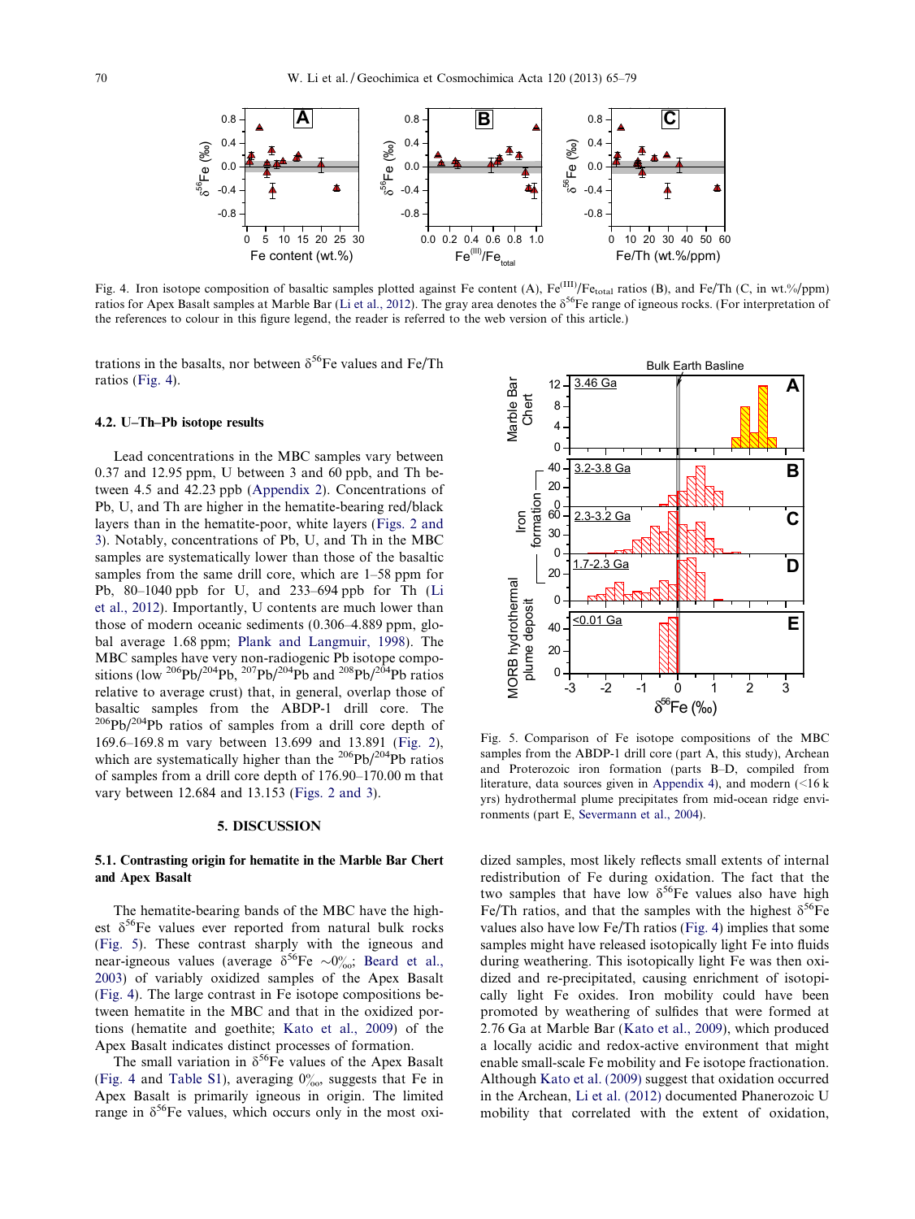Fig. 4. Iron isotope composition of basaltic samples plotted against Fe content (A), $Fe^{(III)}/Fe_{total}$ ratios (B), and Fe/Th (C, in wt.%/ppm) ratios for Apex Basalt samples at Marble Bar (Li et al., 2012). The gray area denotes the $\delta^{56}Fe$ range of igneous rocks. (For interpretation of the references to colour in this figure legend, the reader is referred to the web version of this article.)

trations in the basalts, nor between $\delta^{56}Fe$ values and Fe/Th ratios (Fig. 4).

### 4.2. U–Th–Pb isotope results

Lead concentrations in the MBC samples vary between 0.37 and 12.95 ppm, U between 3 and 60 ppb, and Th between 4.5 and 42.23 ppb (Appendix 2). Concentrations of Pb, U, and Th are higher in the hematite-bearing red/black layers than in the hematite-poor, white layers (Figs. 2 and 3). Notably, concentrations of Pb, U, and Th in the MBC samples are systematically lower than those of the basaltic samples from the same drill core, which are 1–58 ppm for Pb, 80–1040 ppb for U, and 233–694 ppb for Th (Li et al., 2012). Importantly, U contents are much lower than those of modern oceanic sediments (0.306–4.889 ppm, global average 1.68 ppm; Plank and Langmuir, 1998). The MBC samples have very non-radiogenic Pb isotope compositions (low $^{206}Pb/^{204}Pb$, $^{207}Pb/^{204}Pb$ and $^{208}Pb/^{204}Pb$ ratios relative to average crust) that, in general, overlap those of basaltic samples from the ABDP-1 drill core. The $^{206}Pb/^{204}Pb$ ratios of samples from a drill core depth of 169.6–169.8 m vary between 13.699 and 13.891 (Fig. 2), which are systematically higher than the $^{206}Pb/^{204}Pb$ ratios of samples from a drill core depth of 176.90–170.00 m that vary between 12.684 and 13.153 (Figs. 2 and 3).

## 5. DISCUSSION

### 5.1. Contrasting origin for hematite in the Marble Bar Chert and Apex Basalt

The hematite-bearing bands of the MBC have the highest $\delta^{56}Fe$ values ever reported from natural bulk rocks (Fig. 5). These contrast sharply with the igneous and near-igneous values (average $\delta^{56}Fe$ ~0‰; Beard et al., 2003) of variably oxidized samples of the Apex Basalt (Fig. 4). The large contrast in Fe isotope compositions between hematite in the MBC and that in the oxidized portions (hematite and goethite; Kato et al., 2009) of the Apex Basalt indicates distinct processes of formation.

The small variation in $\delta^{56}Fe$ values of the Apex Basalt (Fig. 4 and Table S1), averaging 0‰, suggests that Fe in Apex Basalt is primarily igneous in origin. The limited range in $\delta^{56}Fe$ values, which occurs only in the most oxidized samples, most likely reflects small extents of internal redistribution of Fe during oxidation. The fact that the two samples that have low $\delta^{56}Fe$ values also have high Fe/Th ratios, and that the samples with the highest $\delta^{56}Fe$ values also have low Fe/Th ratios (Fig. 4) implies that some samples might have released isotopically light Fe into fluids during weathering. This isotopically light Fe was then oxidized and re-precipitated, causing enrichment of isotopically light Fe oxides. Iron mobility could have been promoted by weathering of sulfides that were formed at 2.76 Ga at Marble Bar (Kato et al., 2009), which produced a locally acidic and redox-active environment that might enable small-scale Fe mobility and Fe isotope fractionation. Although Kato et al. (2009) suggest that oxidation occurred in the Archean, Li et al. (2012) documented Phanerozoic U mobility that correlated with the extent of oxidation,

Fig. 5. Comparison of Fe isotope compositions of the MBC samples from the ABDP-1 drill core (part A, this study), Archean and Proterozoic iron formation (parts B–D, compiled from literature, data sources given in Appendix 4), and modern (<16 k yrs) hydrothermal plume precipitates from mid-ocean ridge environments (part E, Severmann et al., 2004).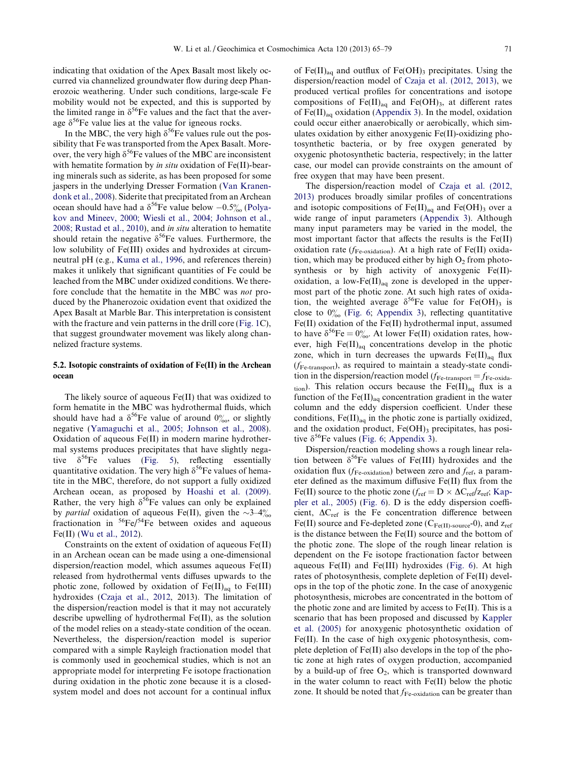indicating that oxidation of the Apex Basalt most likely occurred via channelized groundwater flow during deep Phanerozoic weathering. Under such conditions, large-scale Fe mobility would not be expected, and this is supported by the limited range in $\delta^{56}Fe$ values and the fact that the average $\delta^{56}Fe$ value lies at the value for igneous rocks.

In the MBC, the very high $\delta^{56}Fe$ values rule out the possibility that Fe was transported from the Apex Basalt. Moreover, the very high $\delta^{56}Fe$ values of the MBC are inconsistent with hematite formation by *in situ* oxidation of Fe(II)-bearing minerals such as siderite, as has been proposed for some jaspers in the underlying Dresser Formation (Van Kranendonk et al., 2008). Siderite that precipitated from an Archean ocean should have had a $\delta^{56}Fe$ value below $-0.5‰$ (Polyakov and Mineev, 2000; Wiesli et al., 2004; Johnson et al., 2008; Rustad et al., 2010), and *in situ* alteration to hematite should retain the negative $\delta^{56}Fe$ values. Furthermore, the low solubility of Fe(III) oxides and hydroxides at circumneutral pH (e.g., Kuma et al., 1996, and references therein) makes it unlikely that significant quantities of Fe could be leached from the MBC under oxidized conditions. We therefore conclude that the hematite in the MBC was *not* produced by the Phanerozoic oxidation event that oxidized the Apex Basalt at Marble Bar. This interpretation is consistent with the fracture and vein patterns in the drill core (Fig. 1C), that suggest groundwater movement was likely along channelized fracture systems.

### 5.2. Isotopic constraints of oxidation of Fe(II) in the Archean ocean

The likely source of aqueous Fe(II) that was oxidized to form hematite in the MBC was hydrothermal fluids, which should have had a $\delta^{56}Fe$ value of around $0‰$, or slightly negative (Yamaguchi et al., 2005; Johnson et al., 2008). Oxidation of aqueous Fe(II) in modern marine hydrothermal systems produces precipitates that have slightly negative $\delta^{56}Fe$ values (Fig. 5), reflecting essentially quantitative oxidation. The very high $\delta^{56}Fe$ values of hematite in the MBC, therefore, do not support a fully oxidized Archean ocean, as proposed by Hoashi et al. (2009). Rather, the very high $\delta^{56}Fe$ values can only be explained by *partial* oxidation of aqueous Fe(II), given the $\sim$3–4‰ fractionation in $^{56}Fe/^{54}Fe$ between oxides and aqueous Fe(II) (Wu et al., 2012).

Constraints on the extent of oxidation of aqueous Fe(II) in an Archean ocean can be made using a one-dimensional dispersion/reaction model, which assumes aqueous Fe(II) released from hydrothermal vents diffuses upwards to the photic zone, followed by oxidation of $Fe(II)_{aq}$ to Fe(III) hydroxides (Czaja et al., 2012, 2013). The limitation of the dispersion/reaction model is that it may not accurately describe upwelling of hydrothermal Fe(II), as the solution of the model relies on a steady-state condition of the ocean. Nevertheless, the dispersion/reaction model is superior compared with a simple Rayleigh fractionation model that is commonly used in geochemical studies, which is not an appropriate model for interpreting Fe isotope fractionation during oxidation in the photic zone because it is a closed-system model and does not account for a continual influx of $Fe(II)_{aq}$ and outflux of $Fe(OH)_3$ precipitates. Using the dispersion/reaction model of Czaja et al. (2012, 2013), we produced vertical profiles for concentrations and isotope compositions of $Fe(II)_{aq}$ and $Fe(OH)_3$, at different rates of $Fe(II)_{aq}$ oxidation (Appendix 3). In the model, oxidation could occur either anaerobically or aerobically, which simulates oxidation by either anoxygenic Fe(II)-oxidizing photosynthetic bacteria, or by free oxygen generated by oxygenic photosynthetic bacteria, respectively; in the latter case, our model can provide constraints on the amount of free oxygen that may have been present.

The dispersion/reaction model of Czaja et al. (2012, 2013) produces broadly similar profiles of concentrations and isotopic compositions of $Fe(II)_{aq}$ and $Fe(OH)_3$ over a wide range of input parameters (Appendix 3). Although many input parameters may be varied in the model, the most important factor that affects the results is the Fe(II) oxidation rate ($f_{Fe\text{-}oxidation}$). At a high rate of Fe(II) oxidation, which may be produced either by high $O_2$ from photosynthesis or by high activity of anoxygenic Fe(II)-oxidation, a low-$Fe(II)_{aq}$ zone is developed in the uppermost part of the photic zone. At such high rates of oxidation, the weighted average $\delta^{56}Fe$ value for $Fe(OH)_3$ is close to $0‰$ (Fig. 6; Appendix 3), reflecting quantitative Fe(II) oxidation of the Fe(II) hydrothermal input, assumed to have $\delta^{56}Fe = 0‰$. At lower Fe(II) oxidation rates, however, high $Fe(II)_{aq}$ concentrations develop in the photic zone, which in turn decreases the upwards $Fe(II)_{aq}$ flux ($f_{Fe\text{-}transport}$), as required to maintain a steady-state condition in the dispersion/reaction model ($f_{Fe\text{-}transport} = f_{Fe\text{-}oxidation}$). This relation occurs because the $Fe(II)_{aq}$ flux is a function of the $Fe(II)_{aq}$ concentration gradient in the water column and the eddy dispersion coefficient. Under these conditions, $Fe(II)_{aq}$ in the photic zone is partially oxidized, and the oxidation product, $Fe(OH)_3$ precipitates, has positive $\delta^{56}Fe$ values (Fig. 6; Appendix 3).

Dispersion/reaction modeling shows a rough linear relation between $\delta^{56}Fe$ values of Fe(III) hydroxides and the oxidation flux ($f_{Fe\text{-}oxidation}$) between zero and $f_{ref}$, a parameter defined as the maximum diffusive Fe(II) flux from the Fe(II) source to the photic zone ($f_{ref} = D \times \Delta C_{ref}/z_{ref}$; Kappler et al., 2005) (Fig. 6). D is the eddy dispersion coefficient, $\Delta C_{ref}$ is the Fe concentration difference between Fe(II) source and Fe-depleted zone ($C_{Fe(II)\text{-}source}$-0), and $z_{ref}$ is the distance between the Fe(II) source and the bottom of the photic zone. The slope of the rough linear relation is dependent on the Fe isotope fractionation factor between aqueous Fe(II) and Fe(III) hydroxides (Fig. 6). At high rates of photosynthesis, complete depletion of Fe(II) develops in the top of the photic zone. In the case of anoxygenic photosynthesis, microbes are concentrated in the bottom of the photic zone and are limited by access to Fe(II). This is a scenario that has been proposed and discussed by Kappler et al. (2005) for anoxygenic photosynthetic oxidation of Fe(II). In the case of high oxygenic photosynthesis, complete depletion of Fe(II) also develops in the top of the photic zone at high rates of oxygen production, accompanied by a build-up of free $O_2$, which is transported downward in the water column to react with Fe(II) below the photic zone. It should be noted that $f_{Fe\text{-}oxidation}$ can be greater than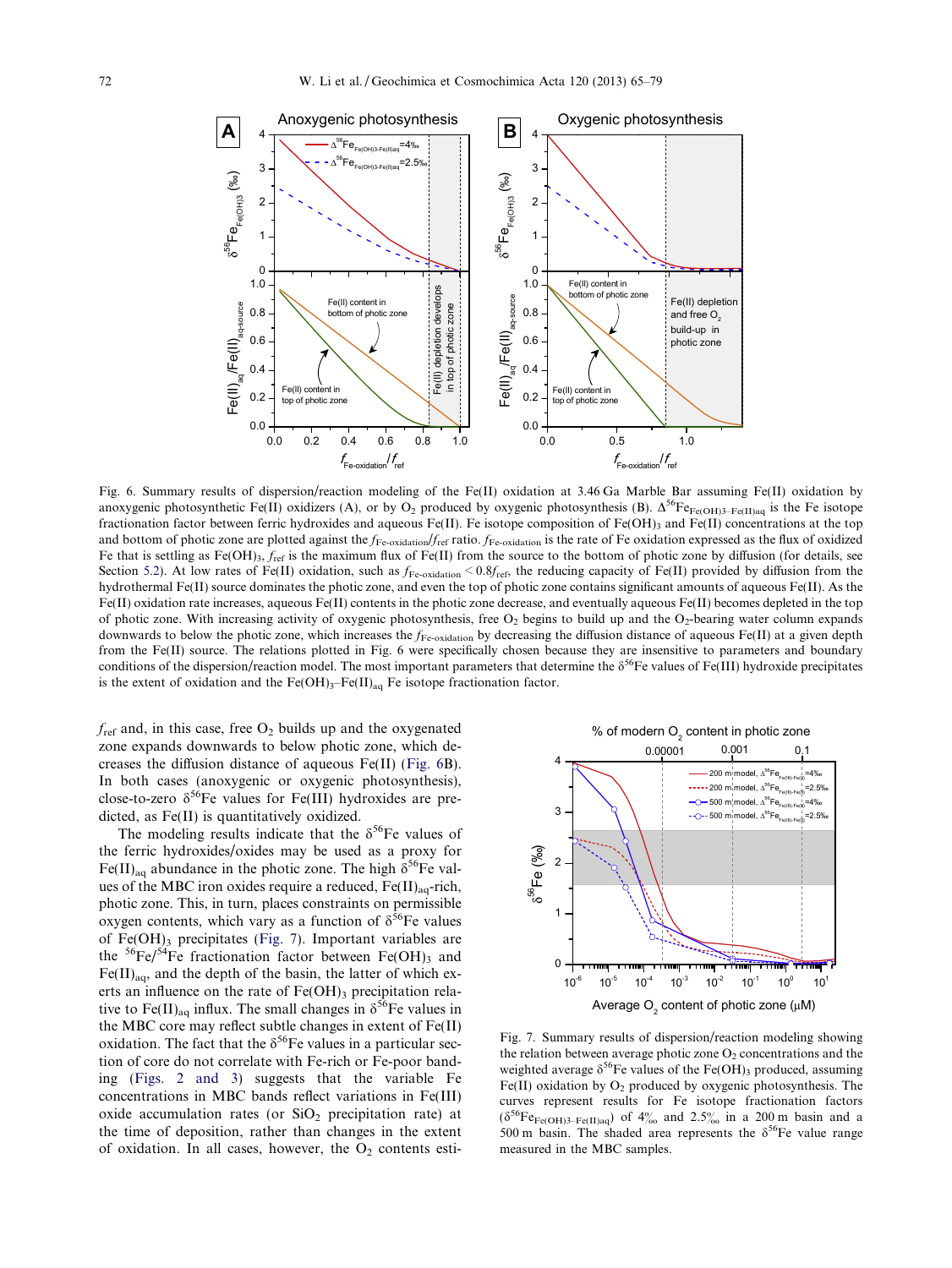Fig. 6. Summary results of dispersion/reaction modeling of the Fe(II) oxidation at 3.46 Ga Marble Bar assuming Fe(II) oxidation by anoxygenic photosynthetic Fe(II) oxidizers (A), or by $O_2$ produced by oxygenic photosynthesis (B). $\Delta^{56}Fe_{Fe(OH)3-Fe(II)aq}$ is the Fe isotope fractionation factor between ferric hydroxides and aqueous Fe(II). Fe isotope composition of $Fe(OH)_3$ and Fe(II) concentrations at the top and bottom of photic zone are plotted against the $f_{Fe\text{-}oxidation}/f_{ref}$ ratio. $f_{Fe\text{-}oxidation}$ is the rate of Fe oxidation expressed as the flux of oxidized Fe that is settling as $Fe(OH)_3$, $f_{ref}$ is the maximum flux of Fe(II) from the source to the bottom of photic zone by diffusion (for details, see Section 5.2). At low rates of Fe(II) oxidation, such as $f_{Fe\text{-}oxidation} < 0.8 f_{ref}$, the reducing capacity of Fe(II) provided by diffusion from the hydrothermal Fe(II) source dominates the photic zone, and even the top of photic zone contains significant amounts of aqueous Fe(II). As the Fe(II) oxidation rate increases, aqueous Fe(II) contents in the photic zone decrease, and eventually aqueous Fe(II) becomes depleted in the top of photic zone. With increasing activity of oxygenic photosynthesis, free $O_2$ begins to build up and the $O_2$-bearing water column expands downwards to below the photic zone, which increases the $f_{Fe\text{-}oxidation}$ by decreasing the diffusion distance of aqueous Fe(II) at a given depth from the Fe(II) source. The relations plotted in Fig. 6 were specifically chosen because they are insensitive to parameters and boundary conditions of the dispersion/reaction model. The most important parameters that determine the $\delta^{56}Fe$ values of Fe(III) hydroxide precipitates is the extent of oxidation and the $Fe(OH)_3$–$Fe(II)_{aq}$ Fe isotope fractionation factor.

$f_{ref}$ and, in this case, free $O_2$ builds up and the oxygenated zone expands downwards to below photic zone, which decreases the diffusion distance of aqueous Fe(II) (Fig. 6B). In both cases (anoxygenic or oxygenic photosynthesis), close-to-zero $\delta^{56}Fe$ values for Fe(III) hydroxides are predicted, as Fe(II) is quantitatively oxidized.

The modeling results indicate that the $\delta^{56}Fe$ values of the ferric hydroxides/oxides may be used as a proxy for $Fe(II)_{aq}$ abundance in the photic zone. The high $\delta^{56}Fe$ values of the MBC iron oxides require a reduced, $Fe(II)_{aq}$-rich, photic zone. This, in turn, places constraints on permissible oxygen contents, which vary as a function of $\delta^{56}Fe$ values of $Fe(OH)_3$ precipitates (Fig. 7). Important variables are the $^{56}Fe/^{54}Fe$ fractionation factor between $Fe(OH)_3$ and $Fe(II)_{aq}$, and the depth of the basin, the latter of which exerts an influence on the rate of $Fe(OH)_3$ precipitation relative to $Fe(II)_{aq}$ influx. The small changes in $\delta^{56}Fe$ values in the MBC core may reflect subtle changes in extent of Fe(II) oxidation. The fact that the $\delta^{56}Fe$ values in a particular section of core do not correlate with Fe-rich or Fe-poor banding (Figs. 2 and 3) suggests that the variable Fe concentrations in MBC bands reflect variations in Fe(III) oxide accumulation rates (or $SiO_2$ precipitation rate) at the time of deposition, rather than changes in the extent of oxidation. In all cases, however, the $O_2$ contents esti-

Fig. 7. Summary results of dispersion/reaction modeling showing the relation between average photic zone $O_2$ concentrations and the weighted average $\delta^{56}Fe$ values of the $Fe(OH)_3$ produced, assuming Fe(II) oxidation by $O_2$ produced by oxygenic photosynthesis. The curves represent results for Fe isotope fractionation factors ($\delta^{56}Fe_{Fe(OH)3-Fe(II)aq}$) of 4‰ and 2.5‰ in a 200 m basin and a 500 m basin. The shaded area represents the $\delta^{56}Fe$ value range measured in the MBC samples.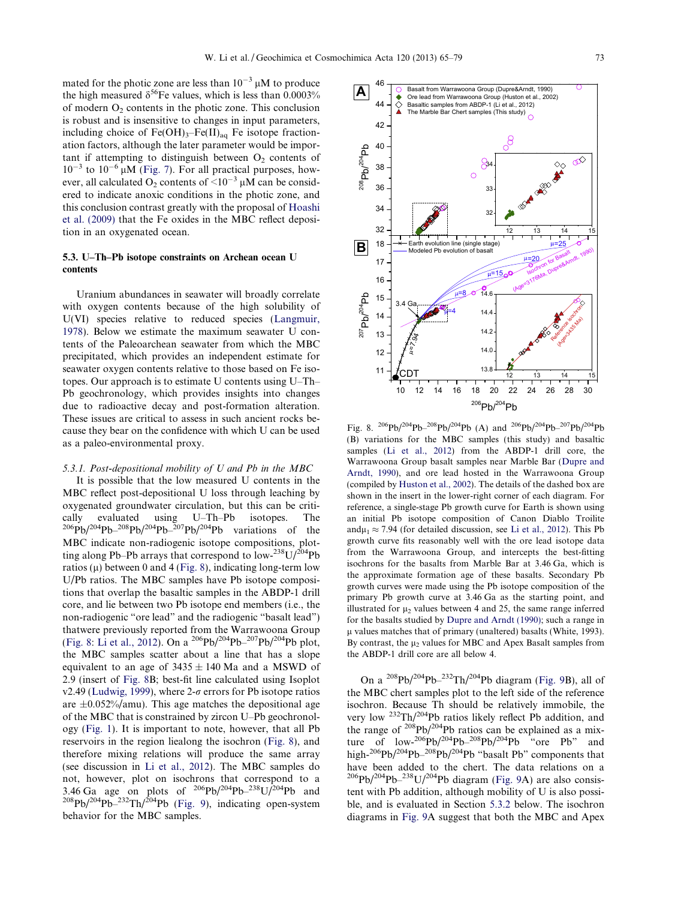mated for the photic zone are less than $10^{-3}$ μM to produce the high measured $\delta^{56}$Fe values, which is less than 0.0003% of modern $O_2$ contents in the photic zone. This conclusion is robust and is insensitive to changes in input parameters, including choice of $Fe(OH)_3$–$Fe(II)_{aq}$ Fe isotope fractionation factors, although the later parameter would be important if attempting to distinguish between $O_2$ contents of $10^{-3}$ to $10^{-6}$ μM (Fig. 7). For all practical purposes, however, all calculated $O_2$ contents of $<10^{-3}$ μM can be considered to indicate anoxic conditions in the photic zone, and this conclusion contrast greatly with the proposal of Hoashi et al. (2009) that the Fe oxides in the MBC reflect deposition in an oxygenated ocean.

### 5.3. U–Th–Pb isotope constraints on Archean ocean U contents

Uranium abundances in seawater will broadly correlate with oxygen contents because of the high solubility of U(VI) species relative to reduced species (Langmuir, 1978). Below we estimate the maximum seawater U contents of the Paleoarchean seawater from which the MBC precipitated, which provides an independent estimate for seawater oxygen contents relative to those based on Fe isotopes. Our approach is to estimate U contents using U–Th–Pb geochronology, which provides insights into changes due to radioactive decay and post-formation alteration. These issues are critical to assess in such ancient rocks because they bear on the confidence with which U can be used as a paleo-environmental proxy.

#### 5.3.1. Post-depositional mobility of U and Pb in the MBC

It is possible that the low measured U contents in the MBC reflect post-depositional U loss through leaching by oxygenated groundwater circulation, but this can be critically evaluated using U–Th–Pb isotopes. The $^{206}$Pb/$^{204}$Pb–$^{208}$Pb/$^{204}$Pb–$^{207}$Pb/$^{204}$Pb variations of the MBC indicate non-radiogenic isotope compositions, plotting along Pb–Pb arrays that correspond to low-$^{238}$U/$^{204}$Pb ratios (μ) between 0 and 4 (Fig. 8), indicating long-term low U/Pb ratios. The MBC samples have Pb isotope compositions that overlap the basaltic samples in the ABDP-1 drill core, and lie between two Pb isotope end members (i.e., the non-radiogenic "ore lead" and the radiogenic "basalt lead") thatwere previously reported from the Warrawoona Group (Fig. 8: Li et al., 2012). On a $^{206}$Pb/$^{204}$Pb–$^{207}$Pb/$^{204}$Pb plot, the MBC samples scatter about a line that has a slope equivalent to an age of 3435 ± 140 Ma and a MSWD of 2.9 (insert of Fig. 8B; best-fit line calculated using Isoplot v2.49 (Ludwig, 1999), where 2-σ errors for Pb isotope ratios are ±0.052%/amu). This age matches the depositional age of the MBC that is constrained by zircon U–Pb geochronology (Fig. 1). It is important to note, however, that all Pb reservoirs in the region liealong the isochron (Fig. 8), and therefore mixing relations will produce the same array (see discussion in Li et al., 2012). The MBC samples do not, however, plot on isochrons that correspond to a 3.46 Ga age on plots of $^{206}$Pb/$^{204}$Pb–$^{238}$U/$^{204}$Pb and $^{208}$Pb/$^{204}$Pb–$^{232}$Th/$^{204}$Pb (Fig. 9), indicating open-system behavior for the MBC samples.

Fig. 8. $^{206}$Pb/$^{204}$Pb–$^{208}$Pb/$^{204}$Pb (A) and $^{206}$Pb/$^{204}$Pb–$^{207}$Pb/$^{204}$Pb (B) variations for the MBC samples (this study) and basaltic samples (Li et al., 2012) from the ABDP-1 drill core, the Warrawoona Group basalt samples near Marble Bar (Dupre and Arndt, 1990), and ore lead hosted in the Warrawoona Group (compiled by Huston et al., 2002). The details of the dashed box are shown in the insert in the lower-right corner of each diagram. For reference, a single-stage Pb growth curve for Earth is shown using an initial Pb isotope composition of Canon Diablo Troilite and$\mu_1 \approx 7.94$ (for detailed discussion, see Li et al., 2012). This Pb growth curve fits reasonably well with the ore lead isotope data from the Warrawoona Group, and intercepts the best-fitting isochrons for the basalts from Marble Bar at 3.46 Ga, which is the approximate formation age of these basalts. Secondary Pb growth curves were made using the Pb isotope composition of the primary Pb growth curve at 3.46 Ga as the starting point, and illustrated for $\mu_2$ values between 4 and 25, the same range inferred for the basalts studied by Dupre and Arndt (1990); such a range in μ values matches that of primary (unaltered) basalts (White, 1993). By contrast, the $\mu_2$ values for MBC and Apex Basalt samples from the ABDP-1 drill core are all below 4.

On a $^{208}$Pb/$^{204}$Pb–$^{232}$Th/$^{204}$Pb diagram (Fig. 9B), all of the MBC chert samples plot to the left side of the reference isochron. Because Th should be relatively immobile, the very low $^{232}$Th/$^{204}$Pb ratios likely reflect Pb addition, and the range of $^{208}$Pb/$^{204}$Pb ratios can be explained as a mixture of low-$^{206}$Pb/$^{204}$Pb–$^{208}$Pb/$^{204}$Pb "ore Pb" and high-$^{206}$Pb/$^{204}$Pb–$^{208}$Pb/$^{204}$Pb "basalt Pb" components that have been added to the chert. The data relations on a $^{206}$Pb/$^{204}$Pb–$^{238}$U/$^{204}$Pb diagram (Fig. 9A) are also consistent with Pb addition, although mobility of U is also possible, and is evaluated in Section 5.3.2 below. The isochron diagrams in Fig. 9A suggest that both the MBC and Apex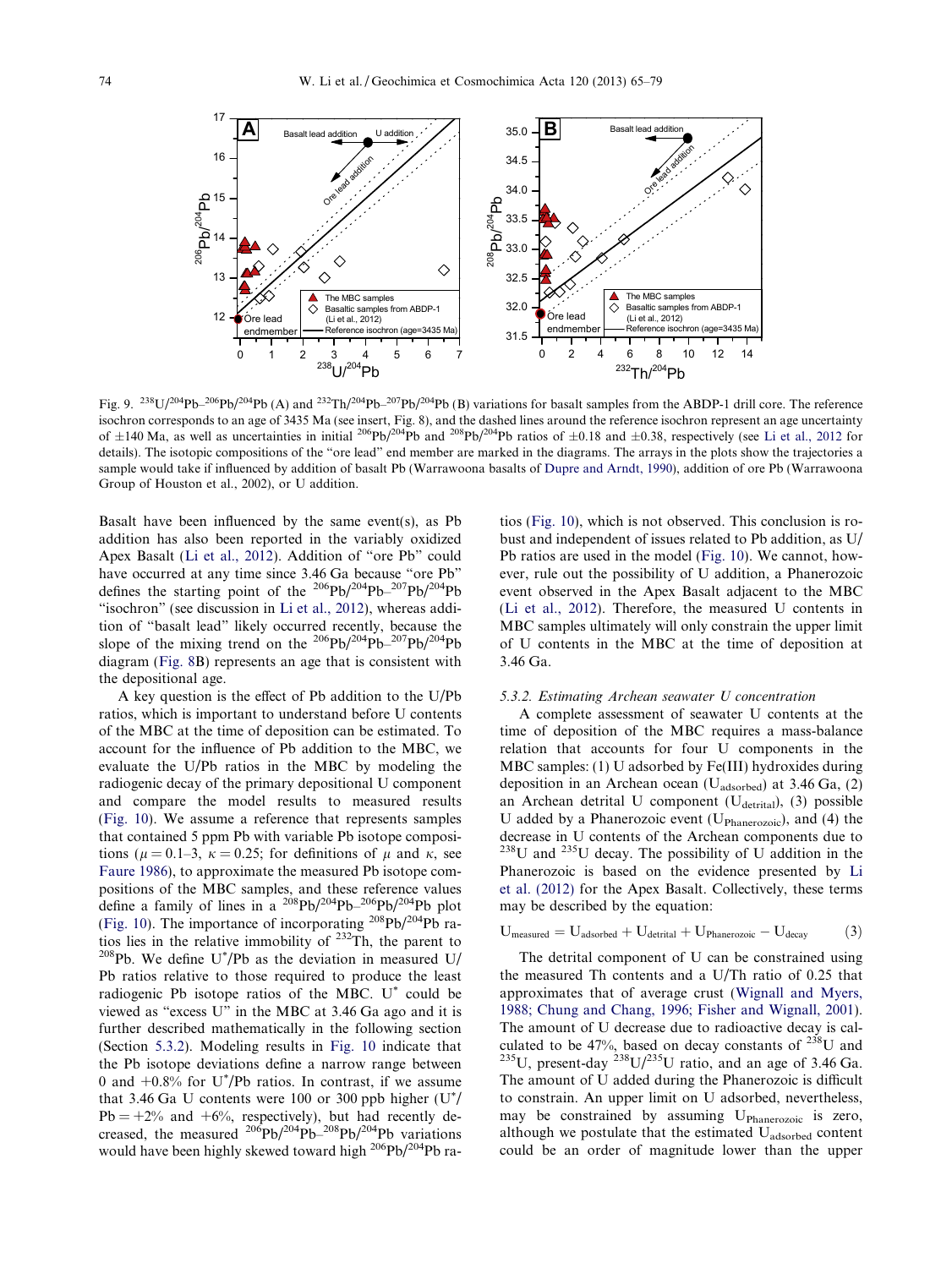Fig. 9. $^{238}U/^{204}Pb$–$^{206}Pb/^{204}Pb$ (A) and $^{232}Th/^{204}Pb$–$^{207}Pb/^{204}Pb$ (B) variations for basalt samples from the ABDP-1 drill core. The reference isochron corresponds to an age of 3435 Ma (see insert, Fig. 8), and the dashed lines around the reference isochron represent an age uncertainty of ±140 Ma, as well as uncertainties in initial $^{206}Pb/^{204}Pb$ and $^{208}Pb/^{204}Pb$ ratios of ±0.18 and ±0.38, respectively (see Li et al., 2012 for details). The isotopic compositions of the "ore lead" end member are marked in the diagrams. The arrays in the plots show the trajectories a sample would take if influenced by addition of basalt Pb (Warrawoona basalts of Dupre and Arndt, 1990), addition of ore Pb (Warrawoona Group of Houston et al., 2002), or U addition.

Basalt have been influenced by the same event(s), as Pb addition has also been reported in the variably oxidized Apex Basalt (Li et al., 2012). Addition of "ore Pb" could have occurred at any time since 3.46 Ga because "ore Pb" defines the starting point of the $^{206}Pb/^{204}Pb$–$^{207}Pb/^{204}Pb$ "isochron" (see discussion in Li et al., 2012), whereas addition of "basalt lead" likely occurred recently, because the slope of the mixing trend on the $^{206}Pb/^{204}Pb$–$^{207}Pb/^{204}Pb$ diagram (Fig. 8B) represents an age that is consistent with the depositional age.

A key question is the effect of Pb addition to the U/Pb ratios, which is important to understand before U contents of the MBC at the time of deposition can be estimated. To account for the influence of Pb addition to the MBC, we evaluate the U/Pb ratios in the MBC by modeling the radiogenic decay of the primary depositional U component and compare the model results to measured results (Fig. 10). We assume a reference that represents samples that contained 5 ppm Pb with variable Pb isotope compositions ($\mu = 0.1$–$3$, $\kappa = 0.25$; for definitions of $\mu$ and $\kappa$, see Faure 1986), to approximate the measured Pb isotope compositions of the MBC samples, and these reference values define a family of lines in a $^{208}Pb/^{204}Pb$–$^{206}Pb/^{204}Pb$ plot (Fig. 10). The importance of incorporating $^{208}Pb/^{204}Pb$ ratios lies in the relative immobility of $^{232}Th$, the parent to $^{208}Pb$. We define U*/Pb as the deviation in measured U/Pb ratios relative to those required to produce the least radiogenic Pb isotope ratios of the MBC. U* could be viewed as "excess U" in the MBC at 3.46 Ga ago and it is further described mathematically in the following section (Section 5.3.2). Modeling results in Fig. 10 indicate that the Pb isotope deviations define a narrow range between 0 and +0.8% for U*/Pb ratios. In contrast, if we assume that 3.46 Ga U contents were 100 or 300 ppb higher (U*/Pb = +2% and +6%, respectively), but had recently decreased, the measured $^{206}Pb/^{204}Pb$–$^{208}Pb/^{204}Pb$ variations would have been highly skewed toward high $^{206}Pb/^{204}Pb$ ratios (Fig. 10), which is not observed. This conclusion is robust and independent of issues related to Pb addition, as U/Pb ratios are used in the model (Fig. 10). We cannot, however, rule out the possibility of U addition, a Phanerozoic event observed in the Apex Basalt adjacent to the MBC (Li et al., 2012). Therefore, the measured U contents in MBC samples ultimately will only constrain the upper limit of U contents in the MBC at the time of deposition at 3.46 Ga.

### 5.3.2. Estimating Archean seawater U concentration

A complete assessment of seawater U contents at the time of deposition of the MBC requires a mass-balance relation that accounts for four U components in the MBC samples: (1) U adsorbed by Fe(III) hydroxides during deposition in an Archean ocean ($U_{adsorbed}$) at 3.46 Ga, (2) an Archean detrital U component ($U_{detrital}$), (3) possible U added by a Phanerozoic event ($U_{Phanerozoic}$), and (4) the decrease in U contents of the Archean components due to $^{238}U$ and $^{235}U$ decay. The possibility of U addition in the Phanerozoic is based on the evidence presented by Li et al. (2012) for the Apex Basalt. Collectively, these terms may be described by the equation:

$$U_{measured} = U_{adsorbed} + U_{detrital} + U_{Phanerozoic} - U_{decay} \qquad (3)$$

The detrital component of U can be constrained using the measured Th contents and a U/Th ratio of 0.25 that approximates that of average crust (Wignall and Myers, 1988; Chung and Chang, 1996; Fisher and Wignall, 2001). The amount of U decrease due to radioactive decay is calculated to be 47%, based on decay constants of $^{238}U$ and $^{235}U$, present-day $^{238}U/^{235}U$ ratio, and an age of 3.46 Ga. The amount of U added during the Phanerozoic is difficult to constrain. An upper limit on U adsorbed, nevertheless, may be constrained by assuming $U_{Phanerozoic}$ is zero, although we postulate that the estimated $U_{adsorbed}$ content could be an order of magnitude lower than the upper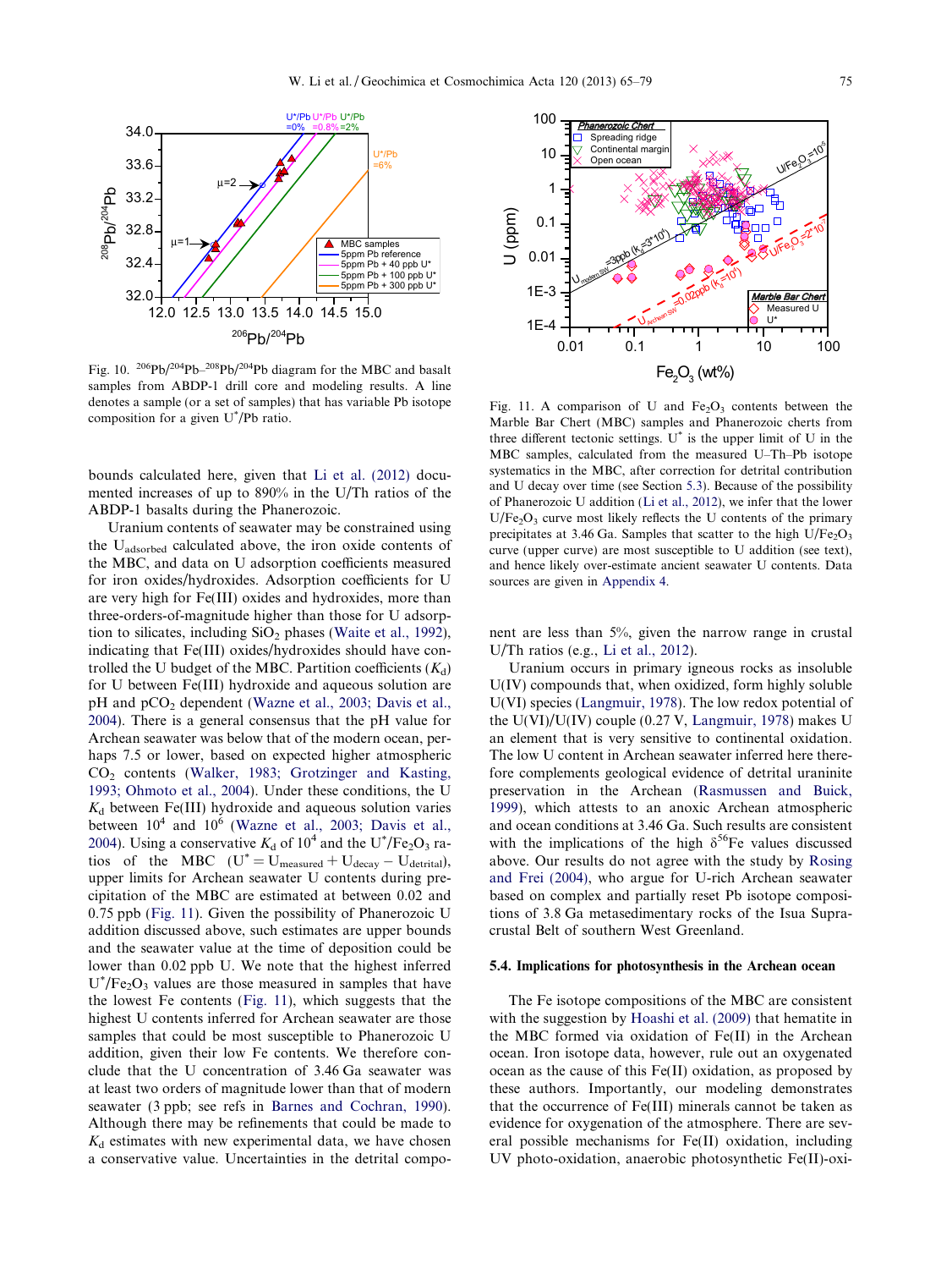Fig. 10. $^{206}Pb/^{204}Pb$–$^{208}Pb/^{204}Pb$ diagram for the MBC and basalt samples from ABDP-1 drill core and modeling results. A line denotes a sample (or a set of samples) that has variable Pb isotope composition for a given $U^{*}/Pb$ ratio.

Fig. 11. A comparison of U and $Fe_2O_3$ contents between the Marble Bar Chert (MBC) samples and Phanerozoic cherts from three different tectonic settings. $U^{*}$ is the upper limit of U in the MBC samples, calculated from the measured U–Th–Pb isotope systematics in the MBC, after correction for detrital contribution and U decay over time (see Section 5.3). Because of the possibility of Phanerozoic U addition (Li et al., 2012), we infer that the lower $U/Fe_2O_3$ curve most likely reflects the U contents of the primary precipitates at 3.46 Ga. Samples that scatter to the high $U/Fe_2O_3$ curve (upper curve) are most susceptible to U addition (see text), and hence likely over-estimate ancient seawater U contents. Data sources are given in Appendix 4.

bounds calculated here, given that Li et al. (2012) documented increases of up to 890% in the U/Th ratios of the ABDP-1 basalts during the Phanerozoic.

Uranium contents of seawater may be constrained using the $U_{adsorbed}$ calculated above, the iron oxide contents of the MBC, and data on U adsorption coefficients measured for iron oxides/hydroxides. Adsorption coefficients for U are very high for Fe(III) oxides and hydroxides, more than three-orders-of-magnitude higher than those for U adsorption to silicates, including $SiO_2$ phases (Waite et al., 1992), indicating that Fe(III) oxides/hydroxides should have controlled the U budget of the MBC. Partition coefficients ($K_d$) for U between Fe(III) hydroxide and aqueous solution are pH and $pCO_2$ dependent (Wazne et al., 2003; Davis et al., 2004). There is a general consensus that the pH value for Archean seawater was below that of the modern ocean, perhaps 7.5 or lower, based on expected higher atmospheric $CO_2$ contents (Walker, 1983; Grotzinger and Kasting, 1993; Ohmoto et al., 2004). Under these conditions, the U $K_d$ between Fe(III) hydroxide and aqueous solution varies between $10^4$ and $10^6$ (Wazne et al., 2003; Davis et al., 2004). Using a conservative $K_d$ of $10^4$ and the $U^{*}/Fe_2O_3$ ratios of the MBC ($U^{*} = U_{measured} + U_{decay} - U_{detrital}$), upper limits for Archean seawater U contents during precipitation of the MBC are estimated at between 0.02 and 0.75 ppb (Fig. 11). Given the possibility of Phanerozoic U addition discussed above, such estimates are upper bounds and the seawater value at the time of deposition could be lower than 0.02 ppb U. We note that the highest inferred $U^{*}/Fe_2O_3$ values are those measured in samples that have the lowest Fe contents (Fig. 11), which suggests that the highest U contents inferred for Archean seawater are those samples that could be most susceptible to Phanerozoic U addition, given their low Fe contents. We therefore conclude that the U concentration of 3.46 Ga seawater was at least two orders of magnitude lower than that of modern seawater (3 ppb; see refs in Barnes and Cochran, 1990). Although there may be refinements that could be made to $K_d$ estimates with new experimental data, we have chosen a conservative value. Uncertainties in the detrital component are less than 5%, given the narrow range in crustal U/Th ratios (e.g., Li et al., 2012).

Uranium occurs in primary igneous rocks as insoluble U(IV) compounds that, when oxidized, form highly soluble U(VI) species (Langmuir, 1978). The low redox potential of the U(VI)/U(IV) couple (0.27 V, Langmuir, 1978) makes U an element that is very sensitive to continental oxidation. The low U content in Archean seawater inferred here therefore complements geological evidence of detrital uraninite preservation in the Archean (Rasmussen and Buick, 1999), which attests to an anoxic Archean atmospheric and ocean conditions at 3.46 Ga. Such results are consistent with the implications of the high $\delta^{56}Fe$ values discussed above. Our results do not agree with the study by Rosing and Frei (2004), who argue for U-rich Archean seawater based on complex and partially reset Pb isotope compositions of 3.8 Ga metasedimentary rocks of the Isua Supracrustal Belt of southern West Greenland.

### 5.4. Implications for photosynthesis in the Archean ocean

The Fe isotope compositions of the MBC are consistent with the suggestion by Hoashi et al. (2009) that hematite in the MBC formed via oxidation of Fe(II) in the Archean ocean. Iron isotope data, however, rule out an oxygenated ocean as the cause of this Fe(II) oxidation, as proposed by these authors. Importantly, our modeling demonstrates that the occurrence of Fe(III) minerals cannot be taken as evidence for oxygenation of the atmosphere. There are several possible mechanisms for Fe(II) oxidation, including UV photo-oxidation, anaerobic photosynthetic Fe(II)-oxi-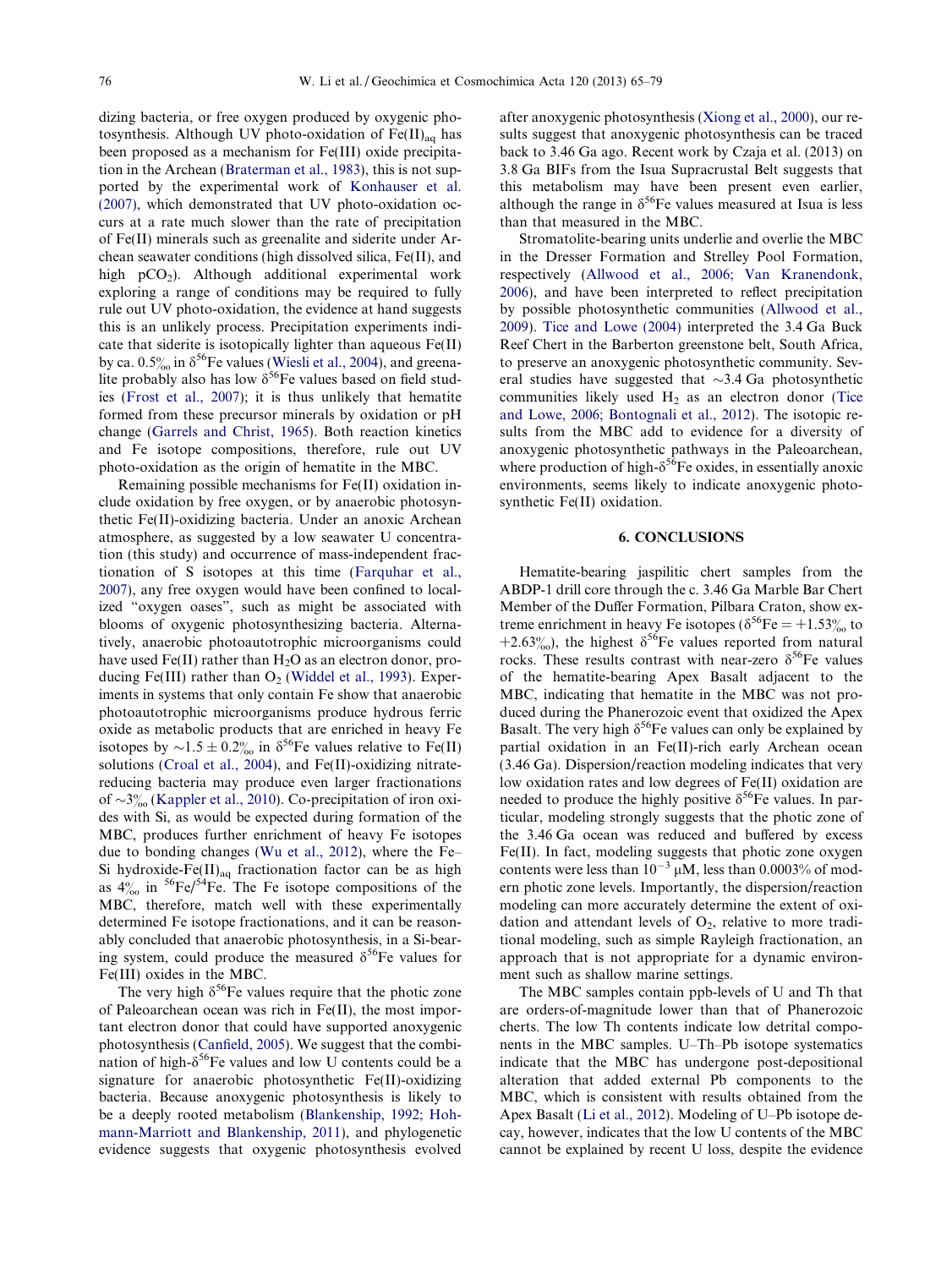dizing bacteria, or free oxygen produced by oxygenic photosynthesis. Although UV photo-oxidation of $Fe(II)_{aq}$ has been proposed as a mechanism for Fe(III) oxide precipitation in the Archean (Braterman et al., 1983), this is not supported by the experimental work of Konhauser et al. (2007), which demonstrated that UV photo-oxidation occurs at a rate much slower than the rate of precipitation of Fe(II) minerals such as greenalite and siderite under Archean seawater conditions (high dissolved silica, Fe(II), and high $pCO_2$). Although additional experimental work exploring a range of conditions may be required to fully rule out UV photo-oxidation, the evidence at hand suggests this is an unlikely process. Precipitation experiments indicate that siderite is isotopically lighter than aqueous Fe(II) by ca. 0.5‰ in $\delta^{56}$Fe values (Wiesli et al., 2004), and greenalite probably also has low $\delta^{56}$Fe values based on field studies (Frost et al., 2007); it is thus unlikely that hematite formed from these precursor minerals by oxidation or pH change (Garrels and Christ, 1965). Both reaction kinetics and Fe isotope compositions, therefore, rule out UV photo-oxidation as the origin of hematite in the MBC.

Remaining possible mechanisms for Fe(II) oxidation include oxidation by free oxygen, or by anaerobic photosynthetic Fe(II)-oxidizing bacteria. Under an anoxic Archean atmosphere, as suggested by a low seawater U concentration (this study) and occurrence of mass-independent fractionation of S isotopes at this time (Farquhar et al., 2007), any free oxygen would have been confined to localized "oxygen oases", such as might be associated with blooms of oxygenic photosynthesizing bacteria. Alternatively, anaerobic photoautotrophic microorganisms could have used Fe(II) rather than $H_2O$ as an electron donor, producing Fe(III) rather than $O_2$ (Widdel et al., 1993). Experiments in systems that only contain Fe show that anaerobic photoautotrophic microorganisms produce hydrous ferric oxide as metabolic products that are enriched in heavy Fe isotopes by $\sim 1.5 \pm 0.2$‰ in $\delta^{56}$Fe values relative to Fe(II) solutions (Croal et al., 2004), and Fe(II)-oxidizing nitrate-reducing bacteria may produce even larger fractionations of ~3‰ (Kappler et al., 2010). Co-precipitation of iron oxides with Si, as would be expected during formation of the MBC, produces further enrichment of heavy Fe isotopes due to bonding changes (Wu et al., 2012), where the Fe–Si hydroxide-$Fe(II)_{aq}$ fractionation factor can be as high as 4‰ in $^{56}$Fe/$^{54}$Fe. The Fe isotope compositions of the MBC, therefore, match well with these experimentally determined Fe isotope fractionations, and it can be reasonably concluded that anaerobic photosynthesis, in a Si-bearing system, could produce the measured $\delta^{56}$Fe values for Fe(III) oxides in the MBC.

The very high $\delta^{56}$Fe values require that the photic zone of Paleoarchean ocean was rich in Fe(II), the most important electron donor that could have supported anoxygenic photosynthesis (Canfield, 2005). We suggest that the combination of high-$\delta^{56}$Fe values and low U contents could be a signature for anaerobic photosynthetic Fe(II)-oxidizing bacteria. Because anoxygenic photosynthesis is likely to be a deeply rooted metabolism (Blankenship, 1992; Hohmann-Marriott and Blankenship, 2011), and phylogenetic evidence suggests that oxygenic photosynthesis evolved after anoxygenic photosynthesis (Xiong et al., 2000), our results suggest that anoxygenic photosynthesis can be traced back to 3.46 Ga ago. Recent work by Czaja et al. (2013) on 3.8 Ga BIFs from the Isua Supracrustal Belt suggests that this metabolism may have been present even earlier, although the range in $\delta^{56}$Fe values measured at Isua is less than that measured in the MBC.

Stromatolite-bearing units underlie and overlie the MBC in the Dresser Formation and Strelley Pool Formation, respectively (Allwood et al., 2006; Van Kranendonk, 2006), and have been interpreted to reflect precipitation by possible photosynthetic communities (Allwood et al., 2009). Tice and Lowe (2004) interpreted the 3.4 Ga Buck Reef Chert in the Barberton greenstone belt, South Africa, to preserve an anoxygenic photosynthetic community. Several studies have suggested that ~3.4 Ga photosynthetic communities likely used $H_2$ as an electron donor (Tice and Lowe, 2006; Bontognali et al., 2012). The isotopic results from the MBC add to evidence for a diversity of anoxygenic photosynthetic pathways in the Paleoarchean, where production of high-$\delta^{56}$Fe oxides, in essentially anoxic environments, seems likely to indicate anoxygenic photosynthetic Fe(II) oxidation.

## 6. CONCLUSIONS

Hematite-bearing jaspilitic chert samples from the ABDP-1 drill core through the c. 3.46 Ga Marble Bar Chert Member of the Duffer Formation, Pilbara Craton, show extreme enrichment in heavy Fe isotopes ($\delta^{56}$Fe = +1.53‰ to +2.63‰), the highest $\delta^{56}$Fe values reported from natural rocks. These results contrast with near-zero $\delta^{56}$Fe values of the hematite-bearing Apex Basalt adjacent to the MBC, indicating that hematite in the MBC was not produced during the Phanerozoic event that oxidized the Apex Basalt. The very high $\delta^{56}$Fe values can only be explained by partial oxidation in an Fe(II)-rich early Archean ocean (3.46 Ga). Dispersion/reaction modeling indicates that very low oxidation rates and low degrees of Fe(II) oxidation are needed to produce the highly positive $\delta^{56}$Fe values. In particular, modeling strongly suggests that the photic zone of the 3.46 Ga ocean was reduced and buffered by excess Fe(II). In fact, modeling suggests that photic zone oxygen contents were less than $10^{-3}$ μM, less than 0.0003% of modern photic zone levels. Importantly, the dispersion/reaction modeling can more accurately determine the extent of oxidation and attendant levels of $O_2$, relative to more traditional modeling, such as simple Rayleigh fractionation, an approach that is not appropriate for a dynamic environment such as shallow marine settings.

The MBC samples contain ppb-levels of U and Th that are orders-of-magnitude lower than that of Phanerozoic cherts. The low Th contents indicate low detrital components in the MBC samples. U–Th–Pb isotope systematics indicate that the MBC has undergone post-depositional alteration that added external Pb components to the MBC, which is consistent with results obtained from the Apex Basalt (Li et al., 2012). Modeling of U–Pb isotope decay, however, indicates that the low U contents of the MBC cannot be explained by recent U loss, despite the evidence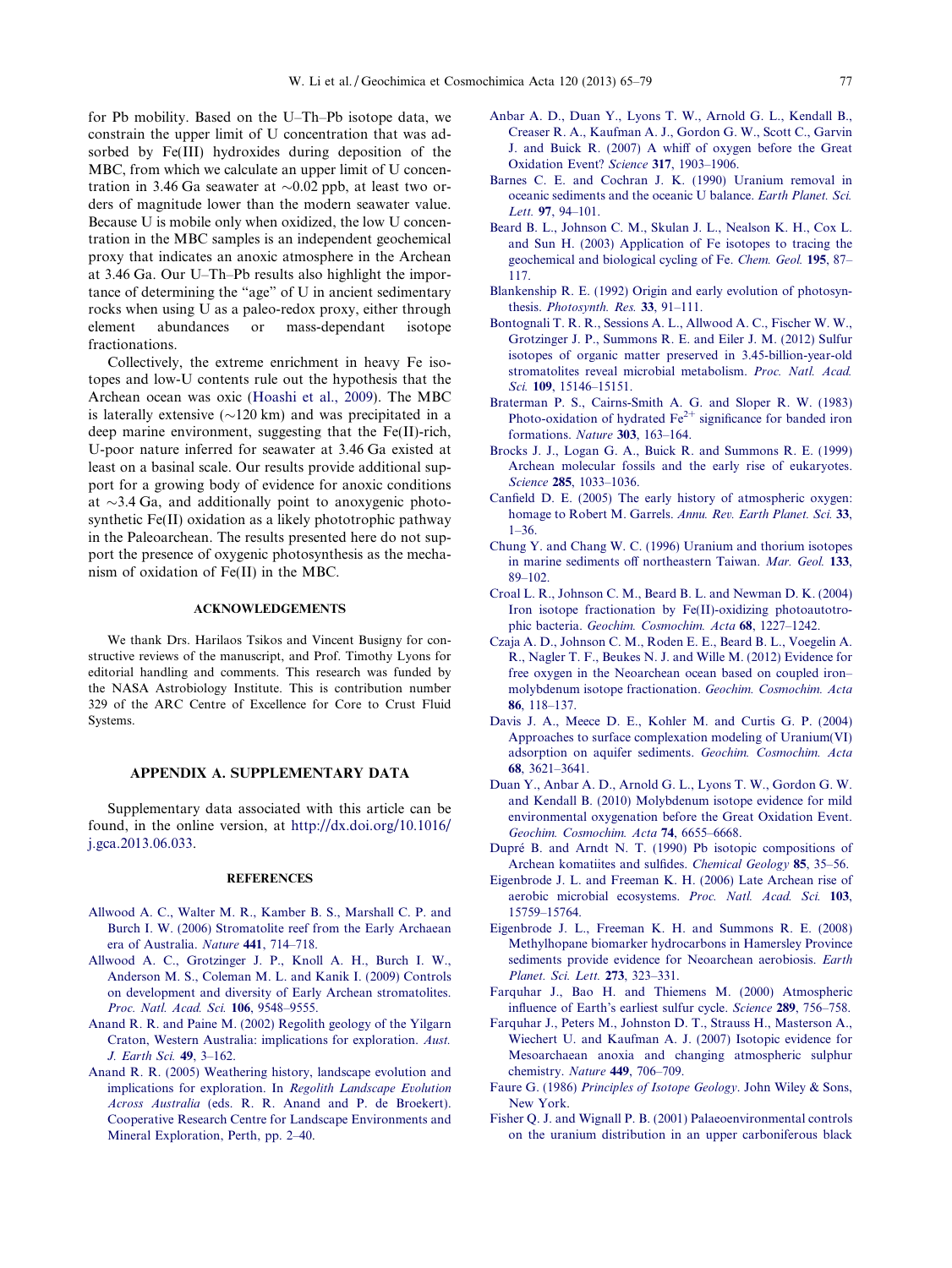for Pb mobility. Based on the U–Th–Pb isotope data, we constrain the upper limit of U concentration that was adsorbed by Fe(III) hydroxides during deposition of the MBC, from which we calculate an upper limit of U concentration in 3.46 Ga seawater at ~0.02 ppb, at least two orders of magnitude lower than the modern seawater value. Because U is mobile only when oxidized, the low U concentration in the MBC samples is an independent geochemical proxy that indicates an anoxic atmosphere in the Archean at 3.46 Ga. Our U–Th–Pb results also highlight the importance of determining the "age" of U in ancient sedimentary rocks when using U as a paleo-redox proxy, either through element abundances or mass-dependant isotope fractionations.

Collectively, the extreme enrichment in heavy Fe isotopes and low-U contents rule out the hypothesis that the Archean ocean was oxic (Hoashi et al., 2009). The MBC is laterally extensive (~120 km) and was precipitated in a deep marine environment, suggesting that the Fe(II)-rich, U-poor nature inferred for seawater at 3.46 Ga existed at least on a basinal scale. Our results provide additional support for a growing body of evidence for anoxic conditions at ~3.4 Ga, and additionally point to anoxygenic photosynthetic Fe(II) oxidation as a likely phototrophic pathway in the Paleoarchean. The results presented here do not support the presence of oxygenic photosynthesis as the mechanism of oxidation of Fe(II) in the MBC.

## ACKNOWLEDGEMENTS

We thank Drs. Harilaos Tsikos and Vincent Busigny for constructive reviews of the manuscript, and Prof. Timothy Lyons for editorial handling and comments. This research was funded by the NASA Astrobiology Institute. This is contribution number 329 of the ARC Centre of Excellence for Core to Crust Fluid Systems.

## APPENDIX A. SUPPLEMENTARY DATA

Supplementary data associated with this article can be found, in the online version, at http://dx.doi.org/10.1016/j.gca.2013.06.033.

## REFERENCES

Allwood A. C., Walter M. R., Kamber B. S., Marshall C. P. and Burch I. W. (2006) Stromatolite reef from the Early Archaean era of Australia. *Nature* **441**, 714–718.

Allwood A. C., Grotzinger J. P., Knoll A. H., Burch I. W., Anderson M. S., Coleman M. L. and Kanik I. (2009) Controls on development and diversity of Early Archean stromatolites. *Proc. Natl. Acad. Sci.* **106**, 9548–9555.

Anand R. R. and Paine M. (2002) Regolith geology of the Yilgarn Craton, Western Australia: implications for exploration. *Aust. J. Earth Sci.* **49**, 3–162.

Anand R. R. (2005) Weathering history, landscape evolution and implications for exploration. In *Regolith Landscape Evolution Across Australia* (eds. R. R. Anand and P. de Broekert). Cooperative Research Centre for Landscape Environments and Mineral Exploration, Perth, pp. 2–40.

Anbar A. D., Duan Y., Lyons T. W., Arnold G. L., Kendall B., Creaser R. A., Kaufman A. J., Gordon G. W., Scott C., Garvin J. and Buick R. (2007) A whiff of oxygen before the Great Oxidation Event? *Science* **317**, 1903–1906.

Barnes C. E. and Cochran J. K. (1990) Uranium removal in oceanic sediments and the oceanic U balance. *Earth Planet. Sci. Lett.* **97**, 94–101.

Beard B. L., Johnson C. M., Skulan J. L., Nealson K. H., Cox L. and Sun H. (2003) Application of Fe isotopes to tracing the geochemical and biological cycling of Fe. *Chem. Geol.* **195**, 87–117.

Blankenship R. E. (1992) Origin and early evolution of photosynthesis. *Photosynth. Res.* **33**, 91–111.

Bontognali T. R. R., Sessions A. L., Allwood A. C., Fischer W. W., Grotzinger J. P., Summons R. E. and Eiler J. M. (2012) Sulfur isotopes of organic matter preserved in 3.45-billion-year-old stromatolites reveal microbial metabolism. *Proc. Natl. Acad. Sci.* **109**, 15146–15151.

Braterman P. S., Cairns-Smith A. G. and Sloper R. W. (1983) Photo-oxidation of hydrated $Fe^{2+}$ significance for banded iron formations. *Nature* **303**, 163–164.

Brocks J. J., Logan G. A., Buick R. and Summons R. E. (1999) Archean molecular fossils and the early rise of eukaryotes. *Science* **285**, 1033–1036.

Canfield D. E. (2005) The early history of atmospheric oxygen: homage to Robert M. Garrels. *Annu. Rev. Earth Planet. Sci.* **33**, 1–36.

Chung Y. and Chang W. C. (1996) Uranium and thorium isotopes in marine sediments off northeastern Taiwan. *Mar. Geol.* **133**, 89–102.

Croal L. R., Johnson C. M., Beard B. L. and Newman D. K. (2004) Iron isotope fractionation by Fe(II)-oxidizing photoautotrophic bacteria. *Geochim. Cosmochim. Acta* **68**, 1227–1242.

Czaja A. D., Johnson C. M., Roden E. E., Beard B. L., Voegelin A. R., Nagler T. F., Beukes N. J. and Wille M. (2012) Evidence for free oxygen in the Neoarchean ocean based on coupled iron–molybdenum isotope fractionation. *Geochim. Cosmochim. Acta* **86**, 118–137.

Davis J. A., Meece D. E., Kohler M. and Curtis G. P. (2004) Approaches to surface complexation modeling of Uranium(VI) adsorption on aquifer sediments. *Geochim. Cosmochim. Acta* **68**, 3621–3641.

Duan Y., Anbar A. D., Arnold G. L., Lyons T. W., Gordon G. W. and Kendall B. (2010) Molybdenum isotope evidence for mild environmental oxygenation before the Great Oxidation Event. *Geochim. Cosmochim. Acta* **74**, 6655–6668.

Dupré B. and Arndt N. T. (1990) Pb isotopic compositions of Archean komatiites and sulfides. *Chemical Geology* **85**, 35–56.

Eigenbrode J. L. and Freeman K. H. (2006) Late Archean rise of aerobic microbial ecosystems. *Proc. Natl. Acad. Sci.* **103**, 15759–15764.

Eigenbrode J. L., Freeman K. H. and Summons R. E. (2008) Methylhopane biomarker hydrocarbons in Hamersley Province sediments provide evidence for Neoarchean aerobiosis. *Earth Planet. Sci. Lett.* **273**, 323–331.

Farquhar J., Bao H. and Thiemens M. (2000) Atmospheric influence of Earth's earliest sulfur cycle. *Science* **289**, 756–758.

Farquhar J., Peters M., Johnston D. T., Strauss H., Masterson A., Wiechert U. and Kaufman A. J. (2007) Isotopic evidence for Mesoarchaean anoxia and changing atmospheric sulphur chemistry. *Nature* **449**, 706–709.

Faure G. (1986) *Principles of Isotope Geology*. John Wiley & Sons, New York.

Fisher Q. J. and Wignall P. B. (2001) Palaeoenvironmental controls on the uranium distribution in an upper carboniferous black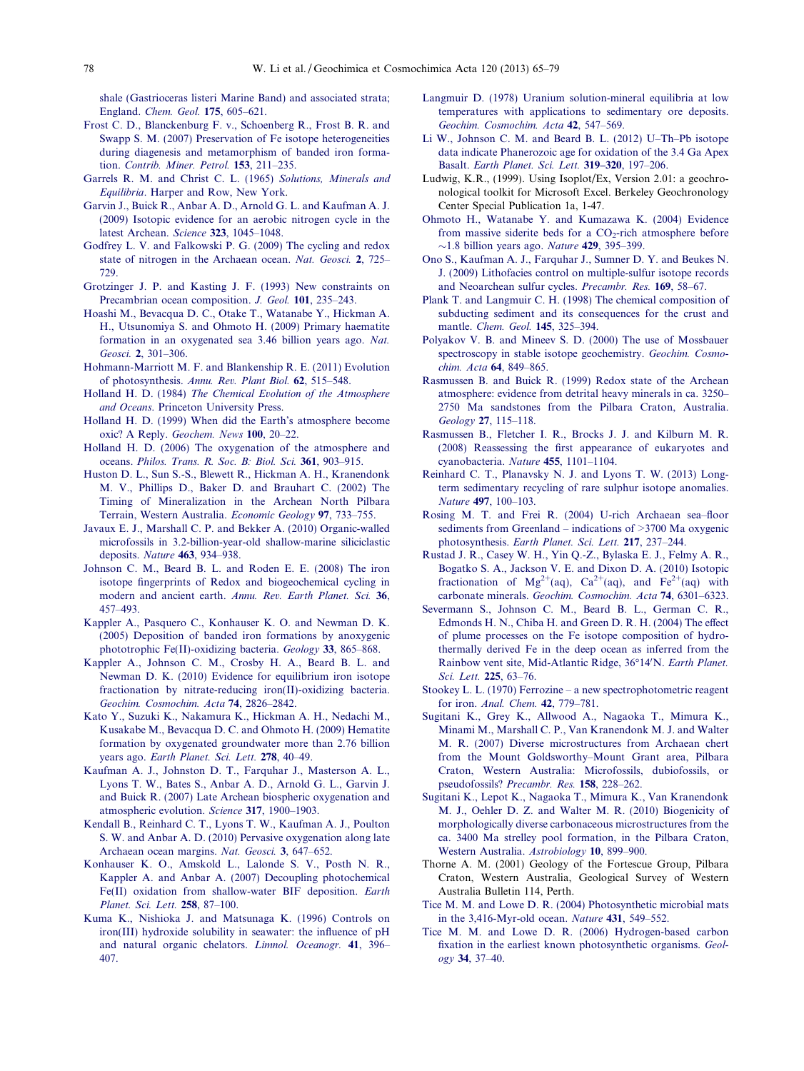shale (Gastrioceras listeri Marine Band) and associated strata; England. *Chem. Geol.* **175**, 605–621.

Frost C. D., Blanckenburg F. v., Schoenberg R., Frost B. R. and Swapp S. M. (2007) Preservation of Fe isotope heterogeneities during diagenesis and metamorphism of banded iron formation. *Contrib. Miner. Petrol.* **153**, 211–235.

Garrels R. M. and Christ C. L. (1965) *Solutions, Minerals and Equilibria*. Harper and Row, New York.

Garvin J., Buick R., Anbar A. D., Arnold G. L. and Kaufman A. J. (2009) Isotopic evidence for an aerobic nitrogen cycle in the latest Archean. *Science* **323**, 1045–1048.

Godfrey L. V. and Falkowski P. G. (2009) The cycling and redox state of nitrogen in the Archaean ocean. *Nat. Geosci.* **2**, 725–729.

Grotzinger J. P. and Kasting J. F. (1993) New constraints on Precambrian ocean composition. *J. Geol.* **101**, 235–243.

Hoashi M., Bevacqua D. C., Otake T., Watanabe Y., Hickman A. H., Utsunomiya S. and Ohmoto H. (2009) Primary haematite formation in an oxygenated sea 3.46 billion years ago. *Nat. Geosci.* **2**, 301–306.

Hohmann-Marriott M. F. and Blankenship R. E. (2011) Evolution of photosynthesis. *Annu. Rev. Plant Biol.* **62**, 515–548.

Holland H. D. (1984) *The Chemical Evolution of the Atmosphere and Oceans*. Princeton University Press.

Holland H. D. (1999) When did the Earth's atmosphere become oxic? A Reply. *Geochem. News* **100**, 20–22.

Holland H. D. (2006) The oxygenation of the atmosphere and oceans. *Philos. Trans. R. Soc. B: Biol. Sci.* **361**, 903–915.

Huston D. L., Sun S.-S., Blewett R., Hickman A. H., Kranendonk M. V., Phillips D., Baker D. and Brauhart C. (2002) The Timing of Mineralization in the Archean North Pilbara Terrain, Western Australia. *Economic Geology* **97**, 733–755.

Javaux E. J., Marshall C. P. and Bekker A. (2010) Organic-walled microfossils in 3.2-billion-year-old shallow-marine siliciclastic deposits. *Nature* **463**, 934–938.

Johnson C. M., Beard B. L. and Roden E. E. (2008) The iron isotope fingerprints of Redox and biogeochemical cycling in modern and ancient earth. *Annu. Rev. Earth Planet. Sci.* **36**, 457–493.

Kappler A., Pasquero C., Konhauser K. O. and Newman D. K. (2005) Deposition of banded iron formations by anoxygenic phototrophic Fe(II)-oxidizing bacteria. *Geology* **33**, 865–868.

Kappler A., Johnson C. M., Crosby H. A., Beard B. L. and Newman D. K. (2010) Evidence for equilibrium iron isotope fractionation by nitrate-reducing iron(II)-oxidizing bacteria. *Geochim. Cosmochim. Acta* **74**, 2826–2842.

Kato Y., Suzuki K., Nakamura K., Hickman A. H., Nedachi M., Kusakabe M., Bevacqua D. C. and Ohmoto H. (2009) Hematite formation by oxygenated groundwater more than 2.76 billion years ago. *Earth Planet. Sci. Lett.* **278**, 40–49.

Kaufman A. J., Johnston D. T., Farquhar J., Masterson A. L., Lyons T. W., Bates S., Anbar A. D., Arnold G. L., Garvin J. and Buick R. (2007) Late Archean biospheric oxygenation and atmospheric evolution. *Science* **317**, 1900–1903.

Kendall B., Reinhard C. T., Lyons T. W., Kaufman A. J., Poulton S. W. and Anbar A. D. (2010) Pervasive oxygenation along late Archaean ocean margins. *Nat. Geosci.* **3**, 647–652.

Konhauser K. O., Amskold L., Lalonde S. V., Posth N. R., Kappler A. and Anbar A. (2007) Decoupling photochemical Fe(II) oxidation from shallow-water BIF deposition. *Earth Planet. Sci. Lett.* **258**, 87–100.

Kuma K., Nishioka J. and Matsunaga K. (1996) Controls on iron(III) hydroxide solubility in seawater: the influence of pH and natural organic chelators. *Limnol. Oceanogr.* **41**, 396–407.

Langmuir D. (1978) Uranium solution-mineral equilibria at low temperatures with applications to sedimentary ore deposits. *Geochim. Cosmochim. Acta* **42**, 547–569.

Li W., Johnson C. M. and Beard B. L. (2012) U–Th–Pb isotope data indicate Phanerozoic age for oxidation of the 3.4 Ga Apex Basalt. *Earth Planet. Sci. Lett.* **319–320**, 197–206.

Ludwig, K.R., (1999). Using Isoplot/Ex, Version 2.01: a geochronological toolkit for Microsoft Excel. Berkeley Geochronology Center Special Publication 1a, 1-47.

Ohmoto H., Watanabe Y. and Kumazawa K. (2004) Evidence from massive siderite beds for a $CO_2$-rich atmosphere before ~1.8 billion years ago. *Nature* **429**, 395–399.

Ono S., Kaufman A. J., Farquhar J., Sumner D. Y. and Beukes N. J. (2009) Lithofacies control on multiple-sulfur isotope records and Neoarchean sulfur cycles. *Precambr. Res.* **169**, 58–67.

Plank T. and Langmuir C. H. (1998) The chemical composition of subducting sediment and its consequences for the crust and mantle. *Chem. Geol.* **145**, 325–394.

Polyakov V. B. and Mineev S. D. (2000) The use of Mossbauer spectroscopy in stable isotope geochemistry. *Geochim. Cosmochim. Acta* **64**, 849–865.

Rasmussen B. and Buick R. (1999) Redox state of the Archean atmosphere: evidence from detrital heavy minerals in ca. 3250–2750 Ma sandstones from the Pilbara Craton, Australia. *Geology* **27**, 115–118.

Rasmussen B., Fletcher I. R., Brocks J. J. and Kilburn M. R. (2008) Reassessing the first appearance of eukaryotes and cyanobacteria. *Nature* **455**, 1101–1104.

Reinhard C. T., Planavsky N. J. and Lyons T. W. (2013) Long-term sedimentary recycling of rare sulphur isotope anomalies. *Nature* **497**, 100–103.

Rosing M. T. and Frei R. (2004) U-rich Archaean sea–floor sediments from Greenland – indications of >3700 Ma oxygenic photosynthesis. *Earth Planet. Sci. Lett.* **217**, 237–244.

Rustad J. R., Casey W. H., Yin Q.-Z., Bylaska E. J., Felmy A. R., Bogatko S. A., Jackson V. E. and Dixon D. A. (2010) Isotopic fractionation of $Mg^{2+}$(aq), $Ca^{2+}$(aq), and $Fe^{2+}$(aq) with carbonate minerals. *Geochim. Cosmochim. Acta* **74**, 6301–6323.

Severmann S., Johnson C. M., Beard B. L., German C. R., Edmonds H. N., Chiba H. and Green D. R. H. (2004) The effect of plume processes on the Fe isotope composition of hydrothermally derived Fe in the deep ocean as inferred from the Rainbow vent site, Mid-Atlantic Ridge, 36°14′N. *Earth Planet. Sci. Lett.* **225**, 63–76.

Stookey L. L. (1970) Ferrozine – a new spectrophotometric reagent for iron. *Anal. Chem.* **42**, 779–781.

Sugitani K., Grey K., Allwood A., Nagaoka T., Mimura K., Minami M., Marshall C. P., Van Kranendonk M. J. and Walter M. R. (2007) Diverse microstructures from Archaean chert from the Mount Goldsworthy–Mount Grant area, Pilbara Craton, Western Australia: Microfossils, dubiofossils, or pseudofossils? *Precambr. Res.* **158**, 228–262.

Sugitani K., Lepot K., Nagaoka T., Mimura K., Van Kranendonk M. J., Oehler D. Z. and Walter M. R. (2010) Biogenicity of morphologically diverse carbonaceous microstructures from the ca. 3400 Ma strelley pool formation, in the Pilbara Craton, Western Australia. *Astrobiology* **10**, 899–900.

Thorne A. M. (2001) Geology of the Fortescue Group, Pilbara Craton, Western Australia, Geological Survey of Western Australia Bulletin 114, Perth.

Tice M. M. and Lowe D. R. (2004) Photosynthetic microbial mats in the 3,416-Myr-old ocean. *Nature* **431**, 549–552.

Tice M. M. and Lowe D. R. (2006) Hydrogen-based carbon fixation in the earliest known photosynthetic organisms. *Geology* **34**, 37–40.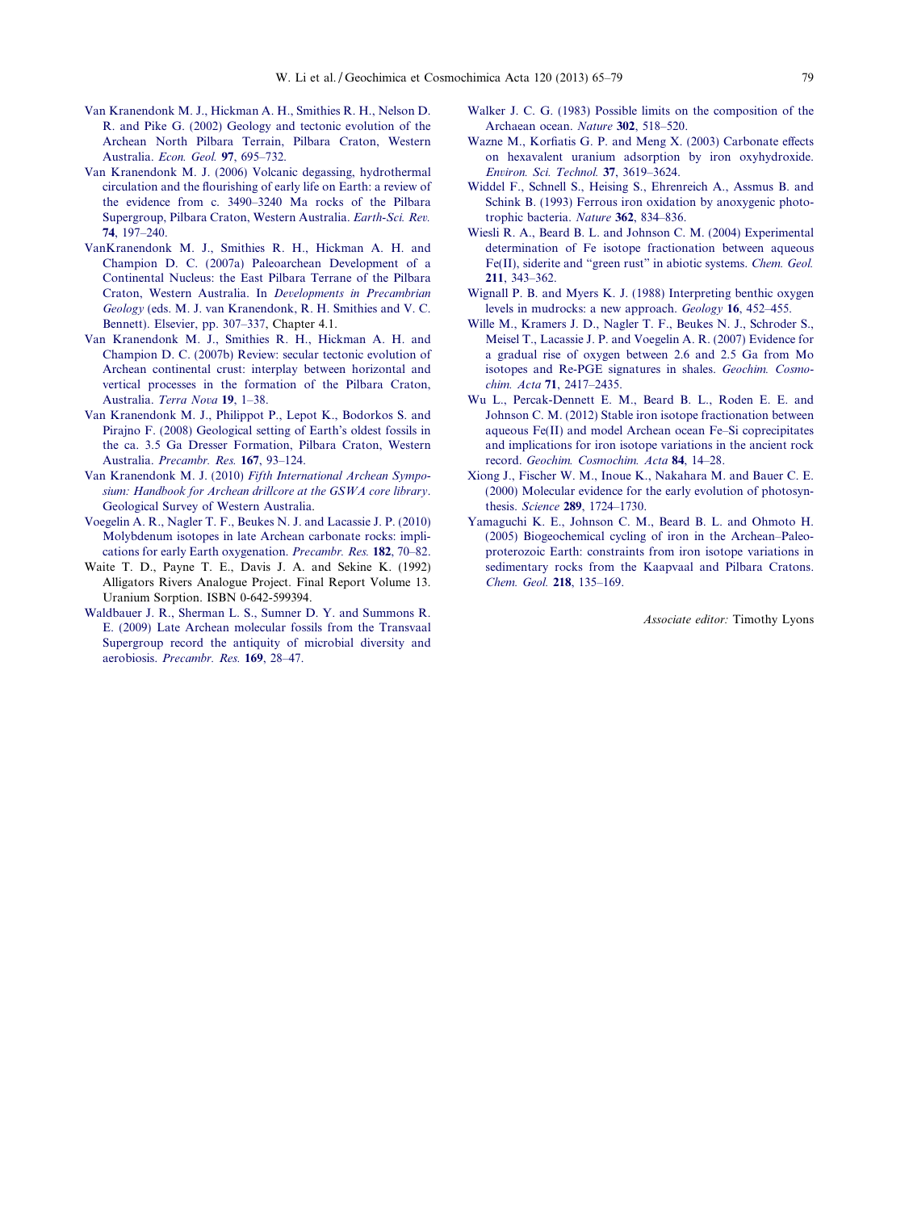Van Kranendonk M. J., Hickman A. H., Smithies R. H., Nelson D. R. and Pike G. (2002) Geology and tectonic evolution of the Archean North Pilbara Terrain, Pilbara Craton, Western Australia. *Econ. Geol.* **97**, 695–732.

Van Kranendonk M. J. (2006) Volcanic degassing, hydrothermal circulation and the flourishing of early life on Earth: a review of the evidence from c. 3490–3240 Ma rocks of the Pilbara Supergroup, Pilbara Craton, Western Australia. *Earth-Sci. Rev.* **74**, 197–240.

VanKranendonk M. J., Smithies R. H., Hickman A. H. and Champion D. C. (2007a) Paleoarchean Development of a Continental Nucleus: the East Pilbara Terrane of the Pilbara Craton, Western Australia. In *Developments in Precambrian Geology* (eds. M. J. van Kranendonk, R. H. Smithies and V. C. Bennett). Elsevier, pp. 307–337, Chapter 4.1.

Van Kranendonk M. J., Smithies R. H., Hickman A. H. and Champion D. C. (2007b) Review: secular tectonic evolution of Archean continental crust: interplay between horizontal and vertical processes in the formation of the Pilbara Craton, Australia. *Terra Nova* **19**, 1–38.

Van Kranendonk M. J., Philippot P., Lepot K., Bodorkos S. and Pirajno F. (2008) Geological setting of Earth's oldest fossils in the ca. 3.5 Ga Dresser Formation, Pilbara Craton, Western Australia. *Precambr. Res.* **167**, 93–124.

Van Kranendonk M. J. (2010) *Fifth International Archean Symposium: Handbook for Archean drillcore at the GSWA core library*. Geological Survey of Western Australia.

Voegelin A. R., Nagler T. F., Beukes N. J. and Lacassie J. P. (2010) Molybdenum isotopes in late Archean carbonate rocks: implications for early Earth oxygenation. *Precambr. Res.* **182**, 70–82.

Waite T. D., Payne T. E., Davis J. A. and Sekine K. (1992) Alligators Rivers Analogue Project. Final Report Volume 13. Uranium Sorption. ISBN 0-642-599394.

Waldbauer J. R., Sherman L. S., Sumner D. Y. and Summons R. E. (2009) Late Archean molecular fossils from the Transvaal Supergroup record the antiquity of microbial diversity and aerobiosis. *Precambr. Res.* **169**, 28–47.

Walker J. C. G. (1983) Possible limits on the composition of the Archaean ocean. *Nature* **302**, 518–520.

Wazne M., Korfiatis G. P. and Meng X. (2003) Carbonate effects on hexavalent uranium adsorption by iron oxyhydroxide. *Environ. Sci. Technol.* **37**, 3619–3624.

Widdel F., Schnell S., Heising S., Ehrenreich A., Assmus B. and Schink B. (1993) Ferrous iron oxidation by anoxygenic phototrophic bacteria. *Nature* **362**, 834–836.

Wiesli R. A., Beard B. L. and Johnson C. M. (2004) Experimental determination of Fe isotope fractionation between aqueous Fe(II), siderite and "green rust" in abiotic systems. *Chem. Geol.* **211**, 343–362.

Wignall P. B. and Myers K. J. (1988) Interpreting benthic oxygen levels in mudrocks: a new approach. *Geology* **16**, 452–455.

Wille M., Kramers J. D., Nagler T. F., Beukes N. J., Schroder S., Meisel T., Lacassie J. P. and Voegelin A. R. (2007) Evidence for a gradual rise of oxygen between 2.6 and 2.5 Ga from Mo isotopes and Re-PGE signatures in shales. *Geochim. Cosmochim. Acta* **71**, 2417–2435.

Wu L., Percak-Dennett E. M., Beard B. L., Roden E. E. and Johnson C. M. (2012) Stable iron isotope fractionation between aqueous Fe(II) and model Archean ocean Fe–Si coprecipitates and implications for iron isotope variations in the ancient rock record. *Geochim. Cosmochim. Acta* **84**, 14–28.

Xiong J., Fischer W. M., Inoue K., Nakahara M. and Bauer C. E. (2000) Molecular evidence for the early evolution of photosynthesis. *Science* **289**, 1724–1730.

Yamaguchi K. E., Johnson C. M., Beard B. L. and Ohmoto H. (2005) Biogeochemical cycling of iron in the Archean–Paleoproterozoic Earth: constraints from iron isotope variations in sedimentary rocks from the Kaapvaal and Pilbara Cratons. *Chem. Geol.* **218**, 135–169.

*Associate editor:* Timothy Lyons